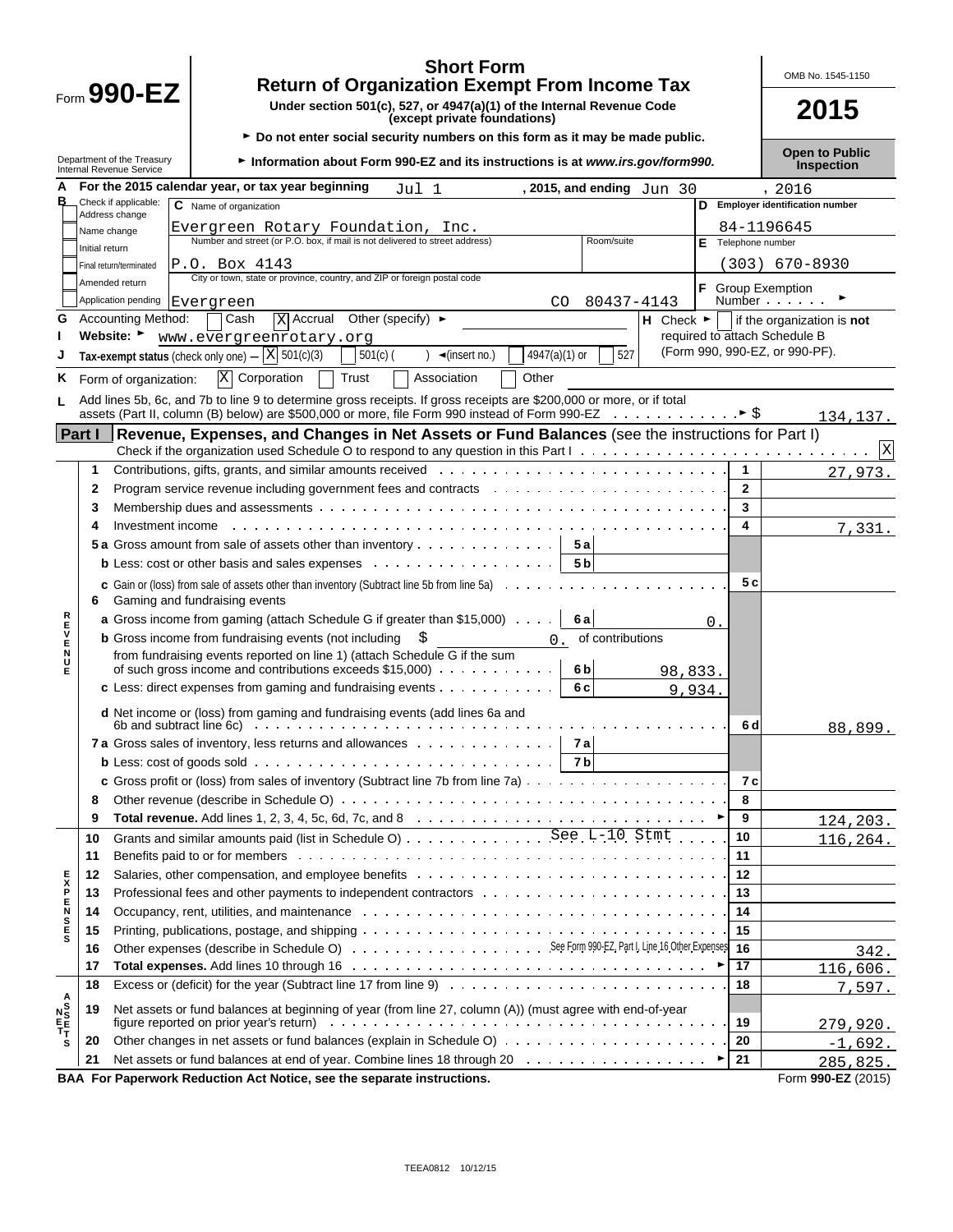# Form 990-EZ

## Short Form
## Return of Organization Exempt From Income Tax

**Under section 501(c), 527, or 4947(a)(1) of the Internal Revenue Code (except private foundations)**

► Do not enter social security numbers on this form as it may be made public.

► Information about Form 990-EZ and its instructions is at *www.irs.gov/form990.*

Department of the Treasury
Internal Revenue Service

OMB No. 1545-1150

**2015**

**Open to Public Inspection**

**A** For the 2015 calendar year, or tax year beginning Jul 1, 2015, and ending Jun 30, 2016

**B** Check if applicable:
- Address change
- Name change
- Initial return
- Final return/terminated
- Amended return
- Application pending

**C** Name of organization: Evergreen Rotary Foundation, Inc.

Number and street (or P.O. box, if mail is not delivered to street address): P.O. Box 4143 — Room/suite:

City or town, state or province, country, and ZIP or foreign postal code: Evergreen CO 80437-4143

**D** Employer identification number: 84-1196645

**E** Telephone number: (303) 670-8930

**F** Group Exemption Number ►

**G** Accounting Method: [ ] Cash [X] Accrual Other (specify) ►

**H** Check ► [ ] if the organization is **not** required to attach Schedule B (Form 990, 990-EZ, or 990-PF).

**I** Website: ► www.evergreenrotary.org

**J** Tax-exempt status (check only one) — [X] 501(c)(3) [ ] 501(c) ( ) ◄(insert no.) [ ] 4947(a)(1) or [ ] 527

**K** Form of organization: [X] Corporation [ ] Trust [ ] Association [ ] Other

**L** Add lines 5b, 6c, and 7b to line 9 to determine gross receipts. If gross receipts are $200,000 or more, or if total assets (Part II, column (B) below) are $500,000 or more, file Form 990 instead of Form 990-EZ ► $ 134,137.

## Part I — Revenue, Expenses, and Changes in Net Assets or Fund Balances (see the instructions for Part I)

Check if the organization used Schedule O to respond to any question in this Part I [X]

| Section | Line | Description | Sub-line | Sub-amount | Line | Amount |
|---|---|---|---|---|---|---|
| Revenue | 1 | Contributions, gifts, grants, and similar amounts received | | | 1 | 27,973. |
| | 2 | Program service revenue including government fees and contracts | | | 2 | |
| | 3 | Membership dues and assessments | | | 3 | |
| | 4 | Investment income | | | 4 | 7,331. |
| | 5a | Gross amount from sale of assets other than inventory | 5a | | | |
| | b | Less: cost or other basis and sales expenses | 5b | | | |
| | c | Gain or (loss) from sale of assets other than inventory (Subtract line 5b from line 5a) | | | 5c | |
| | 6 | Gaming and fundraising events | | | | |
| | a | Gross income from gaming (attach Schedule G if greater than $15,000) | 6a | 0. | | |
| | b | Gross income from fundraising events (not including $ 0. of contributions from fundraising events reported on line 1) (attach Schedule G if the sum of such gross income and contributions exceeds $15,000) | 6b | 98,833. | | |
| | c | Less: direct expenses from gaming and fundraising events | 6c | 9,934. | | |
| | d | Net income or (loss) from gaming and fundraising events (add lines 6a and 6b and subtract line 6c) | | | 6d | 88,899. |
| | 7a | Gross sales of inventory, less returns and allowances | 7a | | | |
| | b | Less: cost of goods sold | 7b | | | |
| | c | Gross profit or (loss) from sales of inventory (Subtract line 7b from line 7a) | | | 7c | |
| | 8 | Other revenue (describe in Schedule O) | | | 8 | |
| | 9 | **Total revenue.** Add lines 1, 2, 3, 4, 5c, 6d, 7c, and 8 ► | | | 9 | 124,203. |
| Expenses | 10 | Grants and similar amounts paid (list in Schedule O) See L-10 Stmt | | | 10 | 116,264. |
| | 11 | Benefits paid to or for members | | | 11 | |
| | 12 | Salaries, other compensation, and employee benefits | | | 12 | |
| | 13 | Professional fees and other payments to independent contractors | | | 13 | |
| | 14 | Occupancy, rent, utilities, and maintenance | | | 14 | |
| | 15 | Printing, publications, postage, and shipping | | | 15 | |
| | 16 | Other expenses (describe in Schedule O) See Form 990-EZ, Part I, Line 16 Other Expenses | | | 16 | 342. |
| | 17 | **Total expenses.** Add lines 10 through 16 ► | | | 17 | 116,606. |
| Net Assets | 18 | Excess or (deficit) for the year (Subtract line 17 from line 9) | | | 18 | 7,597. |
| | 19 | Net assets or fund balances at beginning of year (from line 27, column (A)) (must agree with end-of-year figure reported on prior year's return) | | | 19 | 279,920. |
| | 20 | Other changes in net assets or fund balances (explain in Schedule O) | | | 20 | -1,692. |
| | 21 | Net assets or fund balances at end of year. Combine lines 18 through 20 ► | | | 21 | 285,825. |

**BAA For Paperwork Reduction Act Notice, see the separate instructions.** Form **990-EZ** (2015)

TEEA0812 10/12/15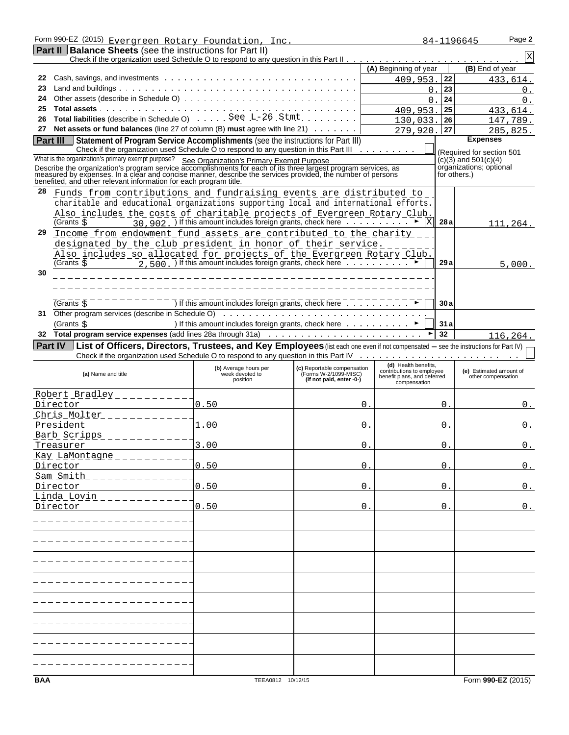Form 990-EZ (2015) Evergreen Rotary Foundation, Inc. 84-1196645 Page **2**

## Part II Balance Sheets (see the instructions for Part II)

Check if the organization used Schedule O to respond to any question in this Part II . . . . . . . . . . . . . . . . . . . . . . . . . . . . [X]

| | | (A) Beginning of year | | (B) End of year |
|---|---|---|---|---|
| 22 | Cash, savings, and investments | 409,953. | 22 | 433,614. |
| 23 | Land and buildings | 0. | 23 | 0. |
| 24 | Other assets (describe in Schedule O) | 0. | 24 | 0. |
| 25 | **Total assets** | 409,953. | 25 | 433,614. |
| 26 | **Total liabilities** (describe in Schedule O) . . . . See L-26 Stmt | 130,033. | 26 | 147,789. |
| 27 | **Net assets or fund balances** (line 27 of column (B) **must** agree with line 21) | 279,920. | 27 | 285,825. |

## Part III Statement of Program Service Accomplishments (see the instructions for Part III)

Check if the organization used Schedule O to respond to any question in this Part III . . . . . . . . . [ ]

**Expenses** (Required for section 501 (c)(3) and 501(c)(4) organizations; optional for others.)

What is the organization's primary exempt purpose? See Organization's Primary Exempt Purpose

Describe the organization's program service accomplishments for each of its three largest program services, as measured by expenses. In a clear and concise manner, describe the services provided, the number of persons benefited, and other relevant information for each program title.

| | | | |
|---|---|---|---|
| 28 | Funds from contributions and fundraising events are distributed to charitable and educational organizations supporting local and international efforts. Also includes the costs of charitable projects of Evergreen Rotary Club. (Grants $ 30,902. ) If this amount includes foreign grants, check here . . . . . . . . . . ► [X] | 28a | 111,264. |
| 29 | Income from endowment fund assets are contributed to the charity designated by the club president in honor of their service. Also includes so allocated for projects of the Evergreen Rotary Club. (Grants $ 2,500. ) If this amount includes foreign grants, check here . . . . . . . . . . ► [ ] | 29a | 5,000. |
| 30 | (Grants $ ) If this amount includes foreign grants, check here . . . . . . . . . . ► [ ] | 30a | |
| 31 | Other program services (describe in Schedule O) (Grants $ ) If this amount includes foreign grants, check here . . . . . . . . . . ► [ ] | 31a | |
| 32 | **Total program service expenses** (add lines 28a through 31a) | 32 | 116,264. |

## Part IV List of Officers, Directors, Trustees, and Key Employees (list each one even if not compensated — see the instructions for Part IV)

Check if the organization used Schedule O to respond to any question in this Part IV . . . . . . . . . . . . . . . . . . . . . . . . [ ]

| (a) Name and title | (b) Average hours per week devoted to position | (c) Reportable compensation (Forms W-2/1099-MISC) (if not paid, enter -0-) | (d) Health benefits, contributions to employee benefit plans, and deferred compensation | (e) Estimated amount of other compensation |
|---|---|---|---|---|
| Robert Bradley<br>Director | 0.50 | 0. | 0. | 0. |
| Chris Molter<br>President | 1.00 | 0. | 0. | 0. |
| Barb Scripps<br>Treasurer | 3.00 | 0. | 0. | 0. |
| Kay LaMontagne<br>Director | 0.50 | 0. | 0. | 0. |
| Sam Smith<br>Director | 0.50 | 0. | 0. | 0. |
| Linda Lovin<br>Director | 0.50 | 0. | 0. | 0. |

BAA TEEA0812 10/12/15 Form **990-EZ** (2015)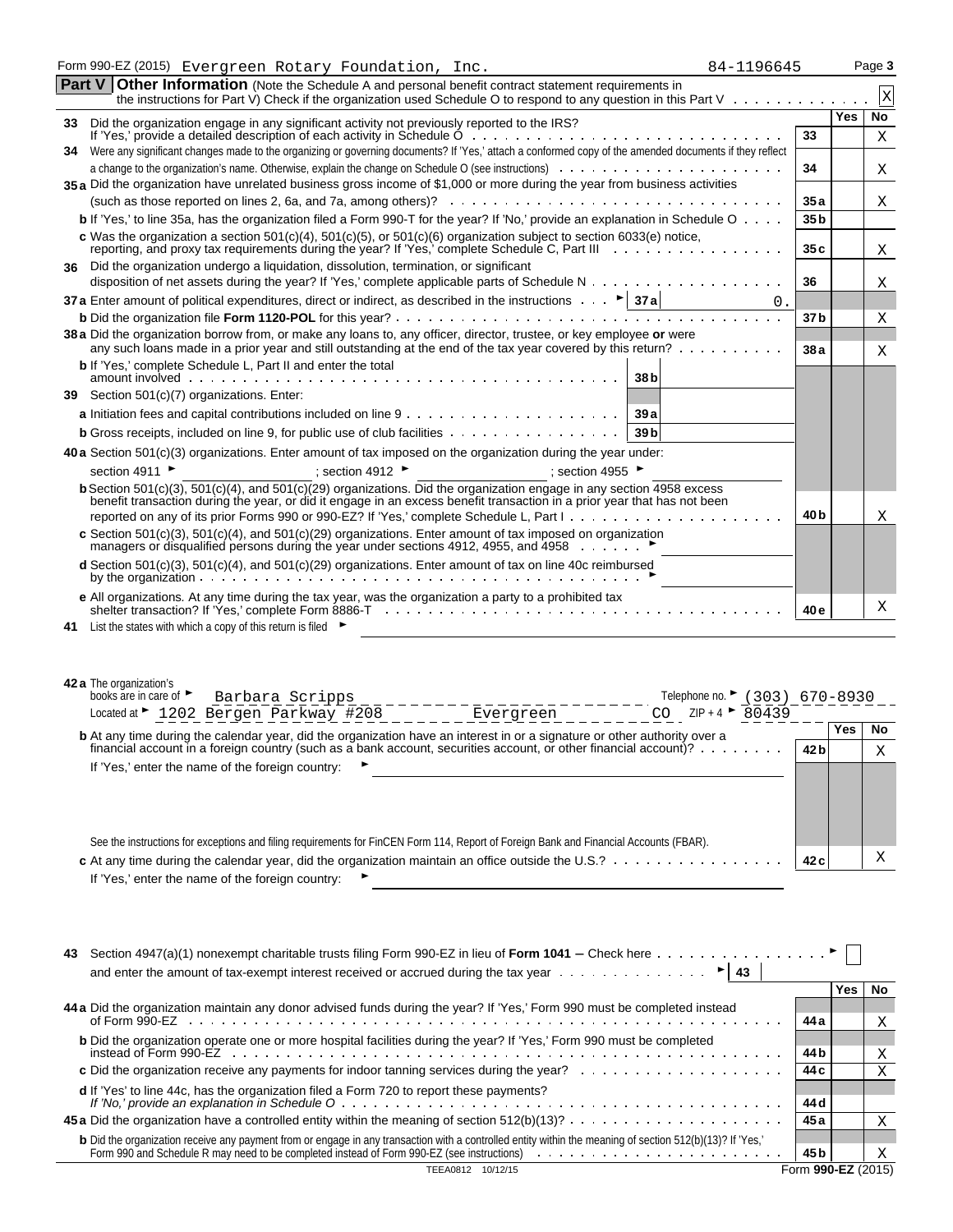Form 990-EZ (2015) Evergreen Rotary Foundation, Inc. 84-1196645 Page 3

## Part V Other Information

(Note the Schedule A and personal benefit contract statement requirements in the instructions for Part V) Check if the organization used Schedule O to respond to any question in this Part V . . . . . . . . . . . . [X]

| | | | Yes | No |
|---|---|---|---|---|
| **33** | Did the organization engage in any significant activity not previously reported to the IRS? If 'Yes,' provide a detailed description of each activity in Schedule O | 33 | | X |
| **34** | Were any significant changes made to the organizing or governing documents? If 'Yes,' attach a conformed copy of the amended documents if they reflect a change to the organization's name. Otherwise, explain the change on Schedule O (see instructions) | 34 | | X |
| **35a** | Did the organization have unrelated business gross income of $1,000 or more during the year from business activities (such as those reported on lines 2, 6a, and 7a, among others)? | 35a | | X |
| **b** | If 'Yes,' to line 35a, has the organization filed a Form 990-T for the year? If 'No,' provide an explanation in Schedule O | 35b | | |
| **c** | Was the organization a section 501(c)(4), 501(c)(5), or 501(c)(6) organization subject to section 6033(e) notice, reporting, and proxy tax requirements during the year? If 'Yes,' complete Schedule C, Part III | 35c | | X |
| **36** | Did the organization undergo a liquidation, dissolution, termination, or significant disposition of net assets during the year? If 'Yes,' complete applicable parts of Schedule N | 36 | | X |
| **37a** | Enter amount of political expenditures, direct or indirect, as described in the instructions ► 37a 0. | | | |
| **b** | Did the organization file **Form 1120-POL** for this year? | 37b | | X |
| **38a** | Did the organization borrow from, or make any loans to, any officer, director, trustee, or key employee **or** were any such loans made in a prior year and still outstanding at the end of the tax year covered by this return? | 38a | | X |
| **b** | If 'Yes,' complete Schedule L, Part II and enter the total amount involved 38b | | | |
| **39** | Section 501(c)(7) organizations. Enter: | | | |
| **a** | Initiation fees and capital contributions included on line 9 39a | | | |
| **b** | Gross receipts, included on line 9, for public use of club facilities 39b | | | |
| **40a** | Section 501(c)(3) organizations. Enter amount of tax imposed on the organization during the year under: section 4911 ► ; section 4912 ► ; section 4955 ► | | | |
| **b** | Section 501(c)(3), 501(c)(4), and 501(c)(29) organizations. Did the organization engage in any section 4958 excess benefit transaction during the year, or did it engage in an excess benefit transaction in a prior year that has not been reported on any of its prior Forms 990 or 990-EZ? If 'Yes,' complete Schedule L, Part I | 40b | | X |
| **c** | Section 501(c)(3), 501(c)(4), and 501(c)(29) organizations. Enter amount of tax imposed on organization managers or disqualified persons during the year under sections 4912, 4955, and 4958 ► | | | |
| **d** | Section 501(c)(3), 501(c)(4), and 501(c)(29) organizations. Enter amount of tax on line 40c reimbursed by the organization ► | | | |
| **e** | All organizations. At any time during the tax year, was the organization a party to a prohibited tax shelter transaction? If 'Yes,' complete Form 8886-T | 40e | | X |
| **41** | List the states with which a copy of this return is filed ► | | | |

**42a** The organization's books are in care of ► Barbara Scripps Telephone no. ► (303) 670-8930
Located at ► 1202 Bergen Parkway #208 Evergreen CO ZIP + 4 ► 80439

| | | | Yes | No |
|---|---|---|---|---|
| **b** | At any time during the calendar year, did the organization have an interest in or a signature or other authority over a financial account in a foreign country (such as a bank account, securities account, or other financial account)? If 'Yes,' enter the name of the foreign country: ► See the instructions for exceptions and filing requirements for FinCEN Form 114, Report of Foreign Bank and Financial Accounts (FBAR). | 42b | | X |
| **c** | At any time during the calendar year, did the organization maintain an office outside the U.S.? If 'Yes,' enter the name of the foreign country: ► | 42c | | X |

**43** Section 4947(a)(1) nonexempt charitable trusts filing Form 990-EZ in lieu of **Form 1041** – Check here ► [ ] and enter the amount of tax-exempt interest received or accrued during the tax year ► 43

| | | | Yes | No |
|---|---|---|---|---|
| **44a** | Did the organization maintain any donor advised funds during the year? If 'Yes,' Form 990 must be completed instead of Form 990-EZ | 44a | | X |
| **b** | Did the organization operate one or more hospital facilities during the year? If 'Yes,' Form 990 must be completed instead of Form 990-EZ | 44b | | X |
| **c** | Did the organization receive any payments for indoor tanning services during the year? | 44c | | X |
| **d** | If 'Yes' to line 44c, has the organization filed a Form 720 to report these payments? *If 'No,' provide an explanation in Schedule O* | 44d | | |
| **45a** | Did the organization have a controlled entity within the meaning of section 512(b)(13)? | 45a | | X |
| **b** | Did the organization receive any payment from or engage in any transaction with a controlled entity within the meaning of section 512(b)(13)? If 'Yes,' Form 990 and Schedule R may need to be completed instead of Form 990-EZ (see instructions) | 45b | | X |

TEEA0812 10/12/15 Form **990-EZ** (2015)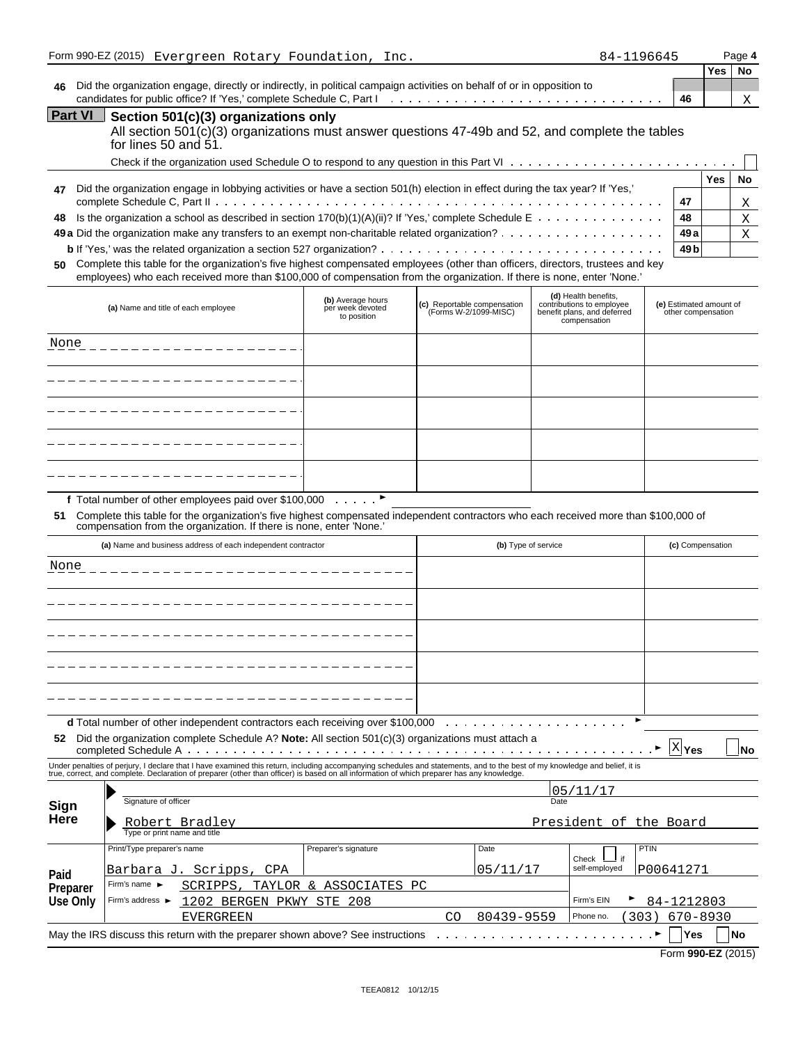Form 990-EZ (2015) Evergreen Rotary Foundation, Inc. 84-1196645 Page 4

| | | Yes | No |
|---|---|---|---|
| **46** Did the organization engage, directly or indirectly, in political campaign activities on behalf of or in opposition to candidates for public office? If 'Yes,' complete Schedule C, Part I | 46 | | X |

## Part VI Section 501(c)(3) organizations only

All section 501(c)(3) organizations must answer questions 47-49b and 52, and complete the tables for lines 50 and 51.

Check if the organization used Schedule O to respond to any question in this Part VI ☐

| | | Yes | No |
|---|---|---|---|
| **47** Did the organization engage in lobbying activities or have a section 501(h) election in effect during the tax year? If 'Yes,' complete Schedule C, Part II | 47 | | X |
| **48** Is the organization a school as described in section 170(b)(1)(A)(ii)? If 'Yes,' complete Schedule E | 48 | | X |
| **49a** Did the organization make any transfers to an exempt non-charitable related organization? | 49a | | X |
| **b** If 'Yes,' was the related organization a section 527 organization? | 49b | | |

**50** Complete this table for the organization's five highest compensated employees (other than officers, directors, trustees and key employees) who each received more than $100,000 of compensation from the organization. If there is none, enter 'None.'

| (a) Name and title of each employee | (b) Average hours per week devoted to position | (c) Reportable compensation (Forms W-2/1099-MISC) | (d) Health benefits, contributions to employee benefit plans, and deferred compensation | (e) Estimated amount of other compensation |
|---|---|---|---|---|
| None | | | | |
| | | | | |
| | | | | |
| | | | | |
| | | | | |

**f** Total number of other employees paid over $100,000 ►

**51** Complete this table for the organization's five highest compensated independent contractors who each received more than $100,000 of compensation from the organization. If there is none, enter 'None.'

| (a) Name and business address of each independent contractor | (b) Type of service | (c) Compensation |
|---|---|---|
| None | | |
| | | |
| | | |
| | | |
| | | |

**d** Total number of other independent contractors each receiving over $100,000 ►

**52** Did the organization complete Schedule A? **Note:** All section 501(c)(3) organizations must attach a completed Schedule A ► [X] Yes [ ] No

Under penalties of perjury, I declare that I have examined this return, including accompanying schedules and statements, and to the best of my knowledge and belief, it is true, correct, and complete. Declaration of preparer (other than officer) is based on all information of which preparer has any knowledge.

**Sign Here**

Signature of officer — Date: 05/11/17

Robert Bradley — President of the Board
Type or print name and title

**Paid Preparer Use Only**

| Print/Type preparer's name | Preparer's signature | Date | Check ☐ if self-employed | PTIN |
|---|---|---|---|---|
| Barbara J. Scripps, CPA | | 05/11/17 | | P00641271 |

Firm's name ► SCRIPPS, TAYLOR & ASSOCIATES PC

Firm's address ► 1202 BERGEN PKWY STE 208, EVERGREEN CO 80439-9559

Firm's EIN ► 84-1212803

Phone no. (303) 670-8930

May the IRS discuss this return with the preparer shown above? See instructions ► ☐ Yes ☐ No

Form **990-EZ** (2015)

TEEA0812 10/12/15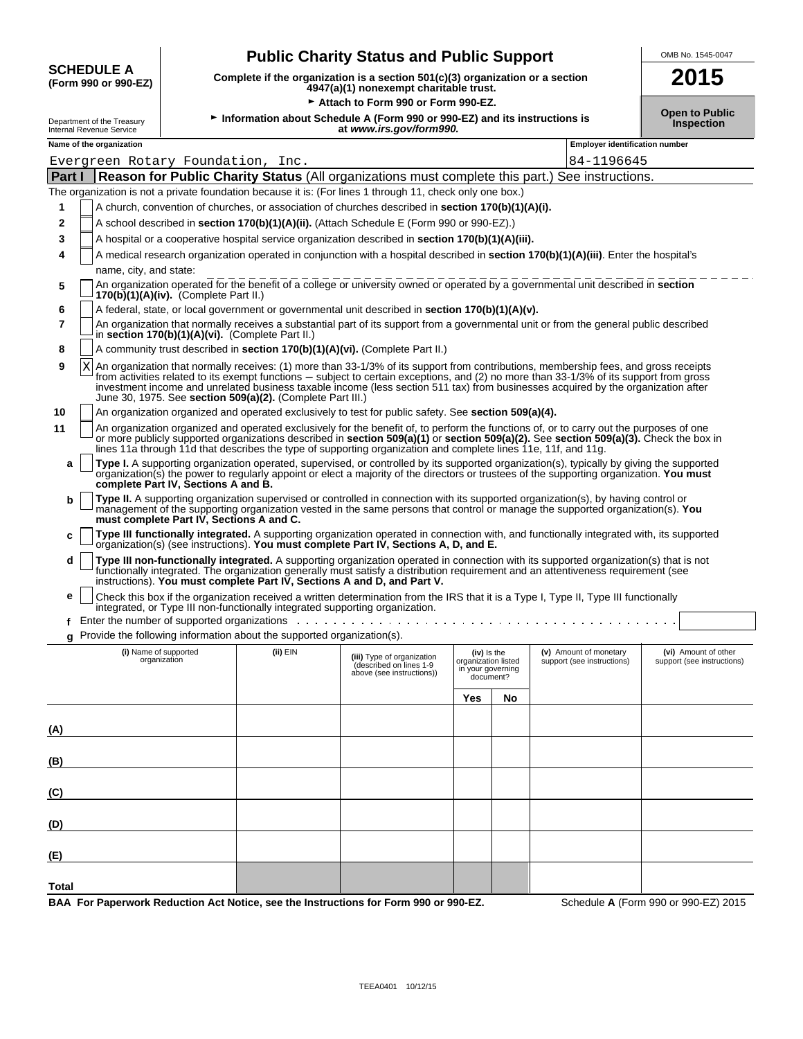**SCHEDULE A**
**(Form 990 or 990-EZ)**

Department of the Treasury
Internal Revenue Service

# Public Charity Status and Public Support

**Complete if the organization is a section 501(c)(3) organization or a section 4947(a)(1) nonexempt charitable trust.**

► **Attach to Form 990 or Form 990-EZ.**

► **Information about Schedule A (Form 990 or 990-EZ) and its instructions is at *www.irs.gov/form990.***

OMB No. 1545-0047

**2015**

**Open to Public Inspection**

**Name of the organization:** Evergreen Rotary Foundation, Inc.

**Employer identification number:** 84-1196645

## Part I — Reason for Public Charity Status (All organizations must complete this part.) See instructions.

The organization is not a private foundation because it is: (For lines 1 through 11, check only one box.)

1. [ ] A church, convention of churches, or association of churches described in **section 170(b)(1)(A)(i).**
2. [ ] A school described in **section 170(b)(1)(A)(ii).** (Attach Schedule E (Form 990 or 990-EZ).)
3. [ ] A hospital or a cooperative hospital service organization described in **section 170(b)(1)(A)(iii).**
4. [ ] A medical research organization operated in conjunction with a hospital described in **section 170(b)(1)(A)(iii)**. Enter the hospital's name, city, and state:
5. [ ] An organization operated for the benefit of a college or university owned or operated by a governmental unit described in **section 170(b)(1)(A)(iv).** (Complete Part II.)
6. [ ] A federal, state, or local government or governmental unit described in **section 170(b)(1)(A)(v).**
7. [ ] An organization that normally receives a substantial part of its support from a governmental unit or from the general public described in **section 170(b)(1)(A)(vi).** (Complete Part II.)
8. [ ] A community trust described in **section 170(b)(1)(A)(vi).** (Complete Part II.)
9. [X] An organization that normally receives: (1) more than 33-1/3% of its support from contributions, membership fees, and gross receipts from activities related to its exempt functions – subject to certain exceptions, and (2) no more than 33-1/3% of its support from gross investment income and unrelated business taxable income (less section 511 tax) from businesses acquired by the organization after June 30, 1975. See **section 509(a)(2).** (Complete Part III.)
10. [ ] An organization organized and operated exclusively to test for public safety. See **section 509(a)(4).**
11. [ ] An organization organized and operated exclusively for the benefit of, to perform the functions of, or to carry out the purposes of one or more publicly supported organizations described in **section 509(a)(1)** or **section 509(a)(2).** See **section 509(a)(3).** Check the box in lines 11a through 11d that describes the type of supporting organization and complete lines 11e, 11f, and 11g.
   - **a** [ ] **Type I.** A supporting organization operated, supervised, or controlled by its supported organization(s), typically by giving the supported organization(s) the power to regularly appoint or elect a majority of the directors or trustees of the supporting organization. **You must complete Part IV, Sections A and B.**
   - **b** [ ] **Type II.** A supporting organization supervised or controlled in connection with its supported organization(s), by having control or management of the supporting organization vested in the same persons that control or manage the supported organization(s). **You must complete Part IV, Sections A and C.**
   - **c** [ ] **Type III functionally integrated.** A supporting organization operated in connection with, and functionally integrated with, its supported organization(s) (see instructions). **You must complete Part IV, Sections A, D, and E.**
   - **d** [ ] **Type III non-functionally integrated.** A supporting organization operated in connection with its supported organization(s) that is not functionally integrated. The organization generally must satisfy a distribution requirement and an attentiveness requirement (see instructions). **You must complete Part IV, Sections A and D, and Part V.**
   - **e** [ ] Check this box if the organization received a written determination from the IRS that it is a Type I, Type II, Type III functionally integrated, or Type III non-functionally integrated supporting organization.
   - **f** Enter the number of supported organizations
   - **g** Provide the following information about the supported organization(s).

| (i) Name of supported organization | (ii) EIN | (iii) Type of organization (described on lines 1-9 above (see instructions)) | (iv) Is the organization listed in your governing document? Yes | No | (v) Amount of monetary support (see instructions) | (vi) Amount of other support (see instructions) |
|---|---|---|---|---|---|---|
| (A) | | | | | | |
| (B) | | | | | | |
| (C) | | | | | | |
| (D) | | | | | | |
| (E) | | | | | | |
| Total | | | | | | |

**BAA For Paperwork Reduction Act Notice, see the Instructions for Form 990 or 990-EZ.**

Schedule **A** (Form 990 or 990-EZ) 2015

TEEA0401 10/12/15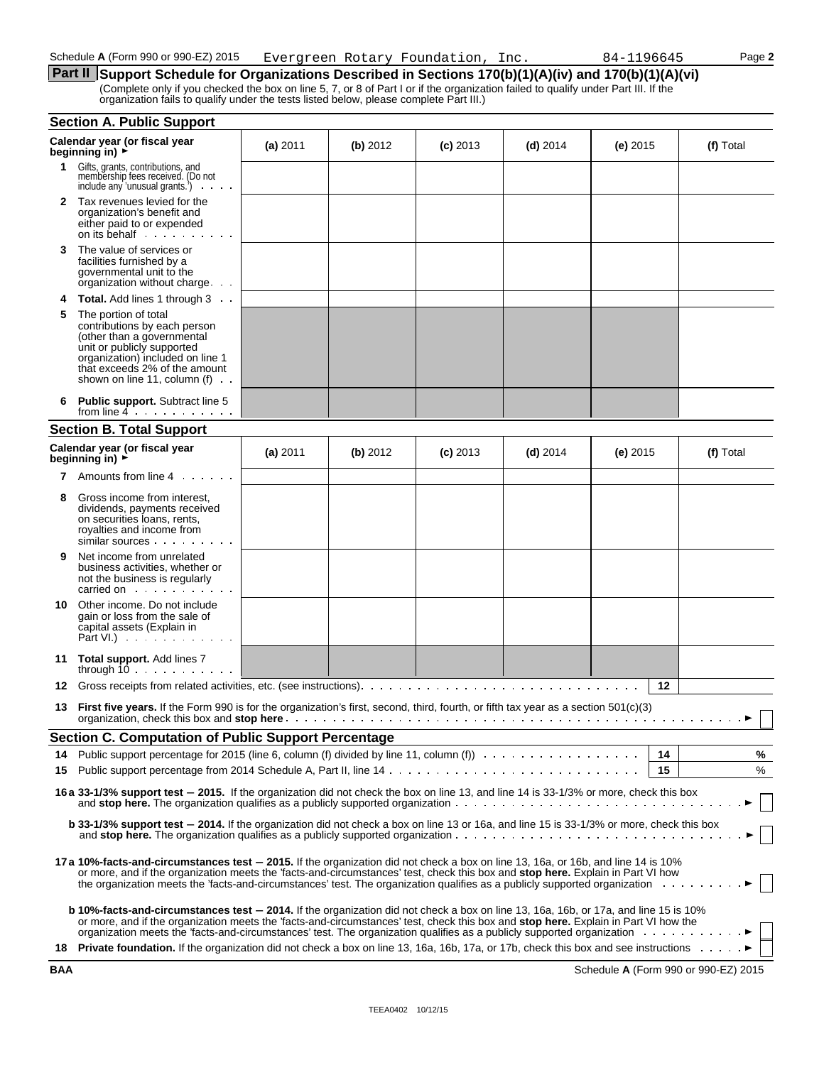Schedule A (Form 990 or 990-EZ) 2015 Evergreen Rotary Foundation, Inc. 84-1196645

## Part II Support Schedule for Organizations Described in Sections 170(b)(1)(A)(iv) and 170(b)(1)(A)(vi)

(Complete only if you checked the box on line 5, 7, or 8 of Part I or if the organization failed to qualify under Part III. If the organization fails to qualify under the tests listed below, please complete Part III.)

### Section A. Public Support

| Calendar year (or fiscal year beginning in) ► | (a) 2011 | (b) 2012 | (c) 2013 | (d) 2014 | (e) 2015 | (f) Total |
|---|---|---|---|---|---|---|
| 1 Gifts, grants, contributions, and membership fees received. (Do not include any 'unusual grants.') | | | | | | |
| 2 Tax revenues levied for the organization's benefit and either paid to or expended on its behalf | | | | | | |
| 3 The value of services or facilities furnished by a governmental unit to the organization without charge | | | | | | |
| 4 **Total.** Add lines 1 through 3 | | | | | | |
| 5 The portion of total contributions by each person (other than a governmental unit or publicly supported organization) included on line 1 that exceeds 2% of the amount shown on line 11, column (f) | | | | | | |
| 6 **Public support.** Subtract line 5 from line 4 | | | | | | |

### Section B. Total Support

| Calendar year (or fiscal year beginning in) ► | (a) 2011 | (b) 2012 | (c) 2013 | (d) 2014 | (e) 2015 | (f) Total |
|---|---|---|---|---|---|---|
| 7 Amounts from line 4 | | | | | | |
| 8 Gross income from interest, dividends, payments received on securities loans, rents, royalties and income from similar sources | | | | | | |
| 9 Net income from unrelated business activities, whether or not the business is regularly carried on | | | | | | |
| 10 Other income. Do not include gain or loss from the sale of capital assets (Explain in Part VI.) | | | | | | |
| 11 **Total support.** Add lines 7 through 10 | | | | | | |

12 Gross receipts from related activities, etc. (see instructions) . . . 12

13 **First five years.** If the Form 990 is for the organization's first, second, third, fourth, or fifth tax year as a section 501(c)(3) organization, check this box and **stop here** . . . ► ☐

### Section C. Computation of Public Support Percentage

14 Public support percentage for 2015 (line 6, column (f) divided by line 11, column (f)) . . . 14 %

15 Public support percentage from 2014 Schedule A, Part II, line 14 . . . 15 %

**16a 33-1/3% support test — 2015.** If the organization did not check the box on line 13, and line 14 is 33-1/3% or more, check this box and **stop here.** The organization qualifies as a publicly supported organization . . . ► ☐

**b 33-1/3% support test — 2014.** If the organization did not check a box on line 13 or 16a, and line 15 is 33-1/3% or more, check this box and **stop here.** The organization qualifies as a publicly supported organization . . . ► ☐

**17a 10%-facts-and-circumstances test — 2015.** If the organization did not check a box on line 13, 16a, or 16b, and line 14 is 10% or more, and if the organization meets the 'facts-and-circumstances' test, check this box and **stop here.** Explain in Part VI how the organization meets the 'facts-and-circumstances' test. The organization qualifies as a publicly supported organization . . . ► ☐

**b 10%-facts-and-circumstances test — 2014.** If the organization did not check a box on line 13, 16a, 16b, or 17a, and line 15 is 10% or more, and if the organization meets the 'facts-and-circumstances' test, check this box and **stop here.** Explain in Part VI how the organization meets the 'facts-and-circumstances' test. The organization qualifies as a publicly supported organization . . . ► ☐

18 **Private foundation.** If the organization did not check a box on line 13, 16a, 16b, 17a, or 17b, check this box and see instructions . . . ► ☐

BAA Schedule A (Form 990 or 990-EZ) 2015

TEEA0402 10/12/15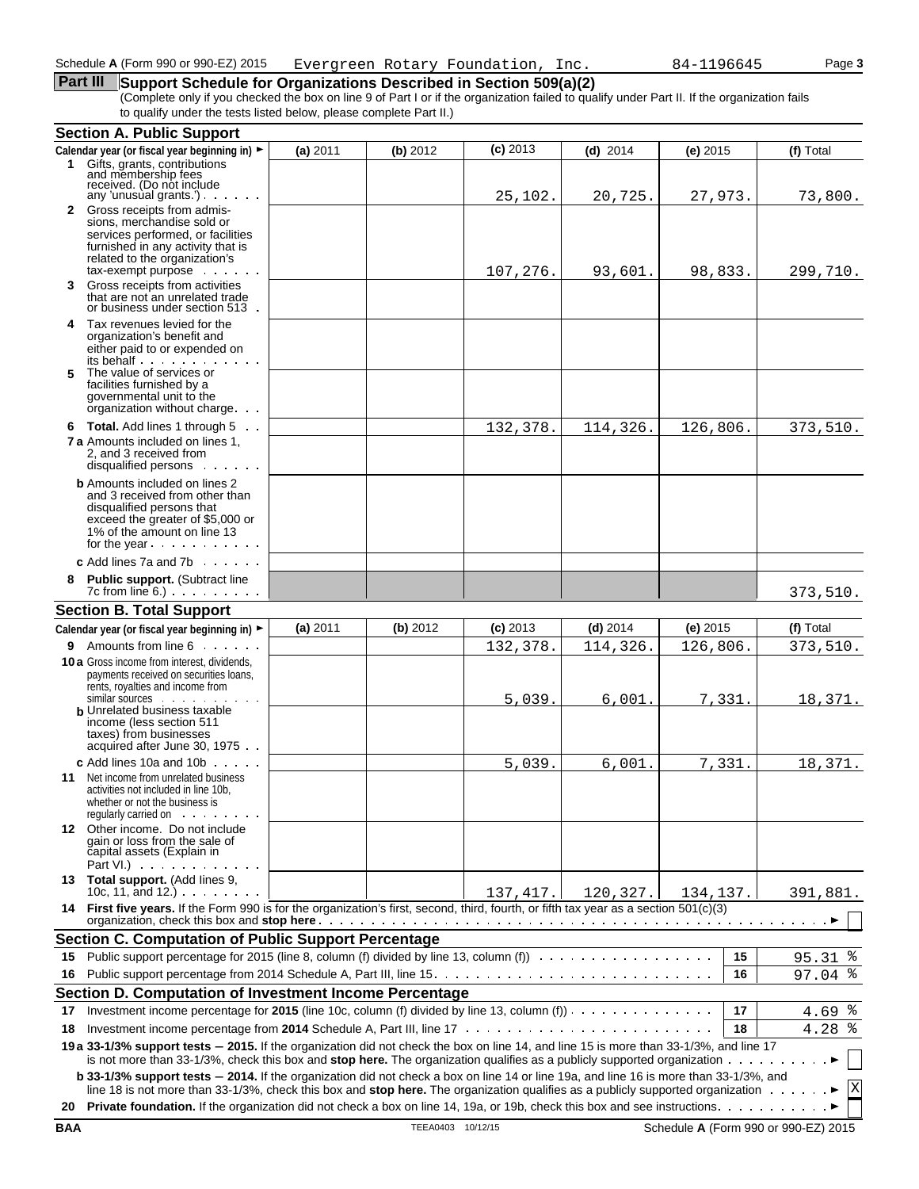Schedule **A** (Form 990 or 990-EZ) 2015 Evergreen Rotary Foundation, Inc. 84-1196645

## Part III Support Schedule for Organizations Described in Section 509(a)(2)

(Complete only if you checked the box on line 9 of Part I or if the organization failed to qualify under Part II. If the organization fails to qualify under the tests listed below, please complete Part II.)

### Section A. Public Support

| Calendar year (or fiscal year beginning in) ► | (a) 2011 | (b) 2012 | (c) 2013 | (d) 2014 | (e) 2015 | (f) Total |
|---|---|---|---|---|---|---|
| **1** Gifts, grants, contributions and membership fees received. (Do not include any 'unusual grants.') | | | 25,102. | 20,725. | 27,973. | 73,800. |
| **2** Gross receipts from admissions, merchandise sold or services performed, or facilities furnished in any activity that is related to the organization's tax-exempt purpose | | | 107,276. | 93,601. | 98,833. | 299,710. |
| **3** Gross receipts from activities that are not an unrelated trade or business under section 513 | | | | | | |
| **4** Tax revenues levied for the organization's benefit and either paid to or expended on its behalf | | | | | | |
| **5** The value of services or facilities furnished by a governmental unit to the organization without charge | | | | | | |
| **6 Total.** Add lines 1 through 5 | | | 132,378. | 114,326. | 126,806. | 373,510. |
| **7a** Amounts included on lines 1, 2, and 3 received from disqualified persons | | | | | | |
| **b** Amounts included on lines 2 and 3 received from other than disqualified persons that exceed the greater of $5,000 or 1% of the amount on line 13 for the year | | | | | | |
| **c** Add lines 7a and 7b | | | | | | |
| **8 Public support.** (Subtract line 7c from line 6.) | | | | | | 373,510. |

### Section B. Total Support

| Calendar year (or fiscal year beginning in) ► | (a) 2011 | (b) 2012 | (c) 2013 | (d) 2014 | (e) 2015 | (f) Total |
|---|---|---|---|---|---|---|
| **9** Amounts from line 6 | | | 132,378. | 114,326. | 126,806. | 373,510. |
| **10a** Gross income from interest, dividends, payments received on securities loans, rents, royalties and income from similar sources | | | 5,039. | 6,001. | 7,331. | 18,371. |
| **b** Unrelated business taxable income (less section 511 taxes) from businesses acquired after June 30, 1975 | | | | | | |
| **c** Add lines 10a and 10b | | | 5,039. | 6,001. | 7,331. | 18,371. |
| **11** Net income from unrelated business activities not included in line 10b, whether or not the business is regularly carried on | | | | | | |
| **12** Other income. Do not include gain or loss from the sale of capital assets (Explain in Part VI.) | | | | | | |
| **13 Total support.** (Add lines 9, 10c, 11, and 12.) | | | 137,417. | 120,327. | 134,137. | 391,881. |

**14 First five years.** If the Form 990 is for the organization's first, second, third, fourth, or fifth tax year as a section 501(c)(3) organization, check this box and **stop here** ► [ ]

### Section C. Computation of Public Support Percentage

| | | | |
|---|---|---|---|
| **15** | Public support percentage for 2015 (line 8, column (f) divided by line 13, column (f)) | 15 | 95.31 % |
| **16** | Public support percentage from 2014 Schedule A, Part III, line 15 | 16 | 97.04 % |

### Section D. Computation of Investment Income Percentage

| | | | |
|---|---|---|---|
| **17** | Investment income percentage for **2015** (line 10c, column (f) divided by line 13, column (f)) | 17 | 4.69 % |
| **18** | Investment income percentage from **2014** Schedule A, Part III, line 17 | 18 | 4.28 % |

**19a 33-1/3% support tests – 2015.** If the organization did not check the box on line 14, and line 15 is more than 33-1/3%, and line 17 is not more than 33-1/3%, check this box and **stop here.** The organization qualifies as a publicly supported organization ► [ ]

**b 33-1/3% support tests – 2014.** If the organization did not check a box on line 14 or line 19a, and line 16 is more than 33-1/3%, and line 18 is not more than 33-1/3%, check this box and **stop here.** The organization qualifies as a publicly supported organization ► [X]

**20 Private foundation.** If the organization did not check a box on line 14, 19a, or 19b, check this box and see instructions ► [ ]

BAA TEEA0403 10/12/15 Schedule **A** (Form 990 or 990-EZ) 2015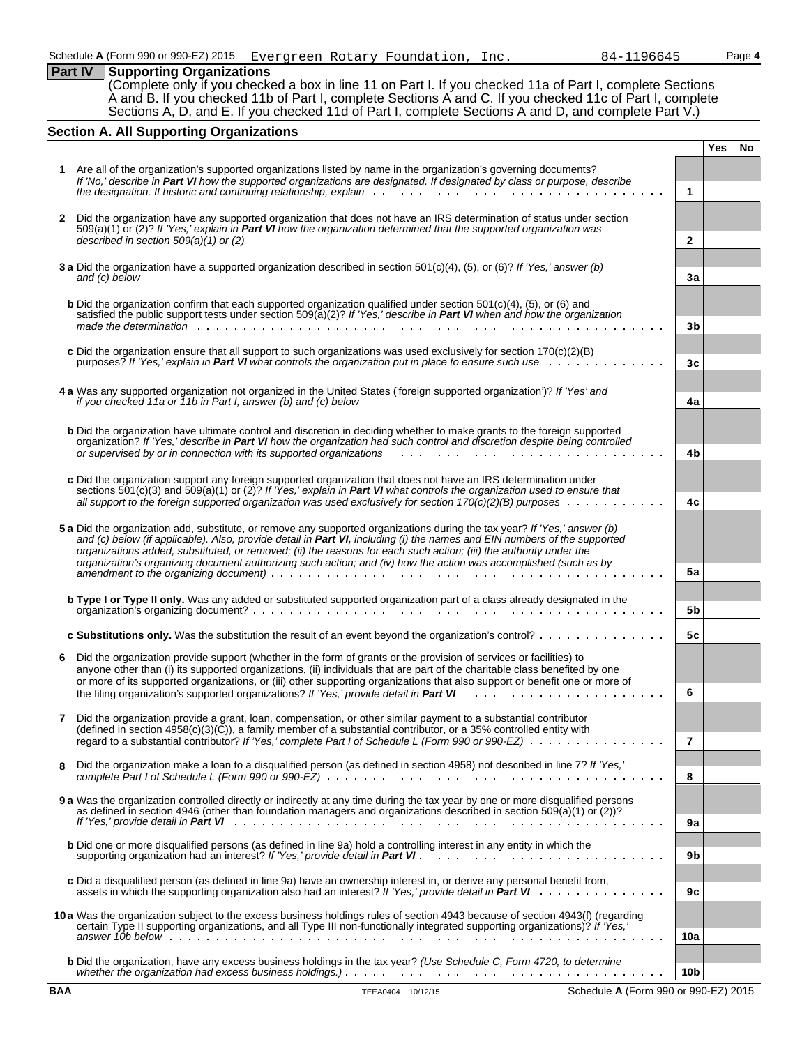Schedule A (Form 990 or 990-EZ) 2015 Evergreen Rotary Foundation, Inc. 84-1196645 Page 4

## Part IV Supporting Organizations

(Complete only if you checked a box in line 11 on Part I. If you checked 11a of Part I, complete Sections A and B. If you checked 11b of Part I, complete Sections A and C. If you checked 11c of Part I, complete Sections A, D, and E. If you checked 11d of Part I, complete Sections A and D, and complete Part V.)

### Section A. All Supporting Organizations

| | | | Yes | No |
|---|---|---|---|---|
| **1** | Are all of the organization's supported organizations listed by name in the organization's governing documents? *If 'No,' describe in* ***Part VI*** *how the supported organizations are designated. If designated by class or purpose, describe the designation. If historic and continuing relationship, explain* | **1** | | |
| **2** | Did the organization have any supported organization that does not have an IRS determination of status under section 509(a)(1) or (2)? *If 'Yes,' explain in* ***Part VI*** *how the organization determined that the supported organization was described in section 509(a)(1) or (2)* | **2** | | |
| **3 a** | Did the organization have a supported organization described in section 501(c)(4), (5), or (6)? *If 'Yes,' answer (b) and (c) below* | **3a** | | |
| **b** | Did the organization confirm that each supported organization qualified under section 501(c)(4), (5), or (6) and satisfied the public support tests under section 509(a)(2)? *If 'Yes,' describe in* ***Part VI*** *when and how the organization made the determination* | **3b** | | |
| **c** | Did the organization ensure that all support to such organizations was used exclusively for section 170(c)(2)(B) purposes? *If 'Yes,' explain in* ***Part VI*** *what controls the organization put in place to ensure such use* | **3c** | | |
| **4 a** | Was any supported organization not organized in the United States ('foreign supported organization')? *If 'Yes' and if you checked 11a or 11b in Part I, answer (b) and (c) below* | **4a** | | |
| **b** | Did the organization have ultimate control and discretion in deciding whether to make grants to the foreign supported organization? *If 'Yes,' describe in* ***Part VI*** *how the organization had such control and discretion despite being controlled or supervised by or in connection with its supported organizations* | **4b** | | |
| **c** | Did the organization support any foreign supported organization that does not have an IRS determination under sections 501(c)(3) and 509(a)(1) or (2)? *If 'Yes,' explain in* ***Part VI*** *what controls the organization used to ensure that all support to the foreign supported organization was used exclusively for section 170(c)(2)(B) purposes* | **4c** | | |
| **5 a** | Did the organization add, substitute, or remove any supported organizations during the tax year? *If 'Yes,' answer (b) and (c) below (if applicable). Also, provide detail in* ***Part VI,*** *including (i) the names and EIN numbers of the supported organizations added, substituted, or removed; (ii) the reasons for each such action; (iii) the authority under the organization's organizing document authorizing such action; and (iv) how the action was accomplished (such as by amendment to the organizing document)* | **5a** | | |
| **b** | **Type I or Type II only.** Was any added or substituted supported organization part of a class already designated in the organization's organizing document? | **5b** | | |
| **c** | **Substitutions only.** Was the substitution the result of an event beyond the organization's control? | **5c** | | |
| **6** | Did the organization provide support (whether in the form of grants or the provision of services or facilities) to anyone other than (i) its supported organizations, (ii) individuals that are part of the charitable class benefited by one or more of its supported organizations, or (iii) other supporting organizations that also support or benefit one or more of the filing organization's supported organizations? *If 'Yes,' provide detail in* ***Part VI*** | **6** | | |
| **7** | Did the organization provide a grant, loan, compensation, or other similar payment to a substantial contributor (defined in section 4958(c)(3)(C)), a family member of a substantial contributor, or a 35% controlled entity with regard to a substantial contributor? *If 'Yes,' complete Part I of Schedule L (Form 990 or 990-EZ)* | **7** | | |
| **8** | Did the organization make a loan to a disqualified person (as defined in section 4958) not described in line 7? *If 'Yes,' complete Part I of Schedule L (Form 990 or 990-EZ)* | **8** | | |
| **9 a** | Was the organization controlled directly or indirectly at any time during the tax year by one or more disqualified persons as defined in section 4946 (other than foundation managers and organizations described in section 509(a)(1) or (2))? *If 'Yes,' provide detail in* ***Part VI*** | **9a** | | |
| **b** | Did one or more disqualified persons (as defined in line 9a) hold a controlling interest in any entity in which the supporting organization had an interest? *If 'Yes,' provide detail in* ***Part VI*** | **9b** | | |
| **c** | Did a disqualified person (as defined in line 9a) have an ownership interest in, or derive any personal benefit from, assets in which the supporting organization also had an interest? *If 'Yes,' provide detail in* ***Part VI*** | **9c** | | |
| **10 a** | Was the organization subject to the excess business holdings rules of section 4943 because of section 4943(f) (regarding certain Type II supporting organizations, and all Type III non-functionally integrated supporting organizations)? *If 'Yes,' answer 10b below* | **10a** | | |
| **b** | Did the organization, have any excess business holdings in the tax year? *(Use Schedule C, Form 4720, to determine whether the organization had excess business holdings.)* | **10b** | | |

BAA TEEA0404 10/12/15 Schedule A (Form 990 or 990-EZ) 2015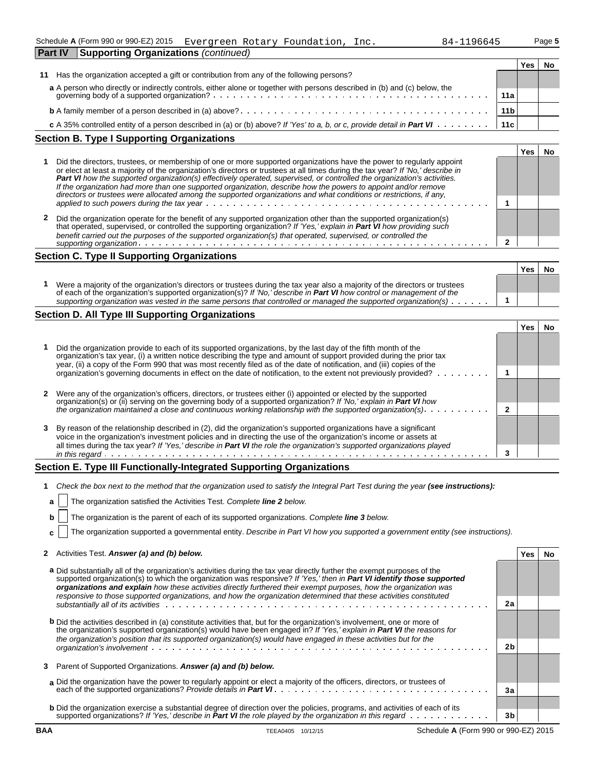Schedule A (Form 990 or 990-EZ) 2015 Evergreen Rotary Foundation, Inc. 84-1196645 Page 5

## Part IV Supporting Organizations *(continued)*

| | | | Yes | No |
|---|---|---|---|---|
| **11** | Has the organization accepted a gift or contribution from any of the following persons? | | | |
| | **a** A person who directly or indirectly controls, either alone or together with persons described in (b) and (c) below, the governing body of a supported organization? | 11a | | |
| | **b** A family member of a person described in (a) above? | 11b | | |
| | **c** A 35% controlled entity of a person described in (a) or (b) above? *If 'Yes' to a, b, or c, provide detail in* ***Part VI*** | 11c | | |

### Section B. Type I Supporting Organizations

| | | | Yes | No |
|---|---|---|---|---|
| **1** | Did the directors, trustees, or membership of one or more supported organizations have the power to regularly appoint or elect at least a majority of the organization's directors or trustees at all times during the tax year? *If 'No,' describe in* ***Part VI*** *how the supported organization(s) effectively operated, supervised, or controlled the organization's activities. If the organization had more than one supported organization, describe how the powers to appoint and/or remove directors or trustees were allocated among the supported organizations and what conditions or restrictions, if any, applied to such powers during the tax year* | 1 | | |
| **2** | Did the organization operate for the benefit of any supported organization other than the supported organization(s) that operated, supervised, or controlled the supporting organization? *If 'Yes,' explain in* ***Part VI*** *how providing such benefit carried out the purposes of the supported organization(s) that operated, supervised, or controlled the supporting organization* | 2 | | |

### Section C. Type II Supporting Organizations

| | | | Yes | No |
|---|---|---|---|---|
| **1** | Were a majority of the organization's directors or trustees during the tax year also a majority of the directors or trustees of each of the organization's supported organization(s)? *If 'No,' describe in* ***Part VI*** *how control or management of the supporting organization was vested in the same persons that controlled or managed the supported organization(s)* | 1 | | |

### Section D. All Type III Supporting Organizations

| | | | Yes | No |
|---|---|---|---|---|
| **1** | Did the organization provide to each of its supported organizations, by the last day of the fifth month of the organization's tax year, (i) a written notice describing the type and amount of support provided during the prior tax year, (ii) a copy of the Form 990 that was most recently filed as of the date of notification, and (iii) copies of the organization's governing documents in effect on the date of notification, to the extent not previously provided? | 1 | | |
| **2** | Were any of the organization's officers, directors, or trustees either (i) appointed or elected by the supported organization(s) or (ii) serving on the governing body of a supported organization? *If 'No,' explain in* ***Part VI*** *how the organization maintained a close and continuous working relationship with the supported organization(s)* | 2 | | |
| **3** | By reason of the relationship described in (2), did the organization's supported organizations have a significant voice in the organization's investment policies and in directing the use of the organization's income or assets at all times during the tax year? *If 'Yes,' describe in* ***Part VI*** *the role the organization's supported organizations played in this regard* | 3 | | |

### Section E. Type III Functionally-Integrated Supporting Organizations

**1** *Check the box next to the method that the organization used to satisfy the Integral Part Test during the year* ***(see instructions):***

**a** ☐ The organization satisfied the Activities Test. *Complete* ***line 2*** *below.*

**b** ☐ The organization is the parent of each of its supported organizations. *Complete* ***line 3*** *below.*

**c** ☐ The organization supported a governmental entity. *Describe in Part VI how you supported a government entity (see instructions).*

| | | | Yes | No |
|---|---|---|---|---|
| **2** | Activities Test. ***Answer (a) and (b) below.*** | | | |
| | **a** Did substantially all of the organization's activities during the tax year directly further the exempt purposes of the supported organization(s) to which the organization was responsive? *If 'Yes,' then in* ***Part VI identify those supported organizations and explain*** *how these activities directly furthered their exempt purposes, how the organization was responsive to those supported organizations, and how the organization determined that these activities constituted substantially all of its activities* | 2a | | |
| | **b** Did the activities described in (a) constitute activities that, but for the organization's involvement, one or more of the organization's supported organization(s) would have been engaged in? *If 'Yes,' explain in* ***Part VI*** *the reasons for the organization's position that its supported organization(s) would have engaged in these activities but for the organization's involvement* | 2b | | |
| **3** | Parent of Supported Organizations. ***Answer (a) and (b) below.*** | | | |
| | **a** Did the organization have the power to regularly appoint or elect a majority of the officers, directors, or trustees of each of the supported organizations? *Provide details in* ***Part VI*** | 3a | | |
| | **b** Did the organization exercise a substantial degree of direction over the policies, programs, and activities of each of its supported organizations? *If 'Yes,' describe in* ***Part VI*** *the role played by the organization in this regard* | 3b | | |

BAA TEEA0405 10/12/15 Schedule A (Form 990 or 990-EZ) 2015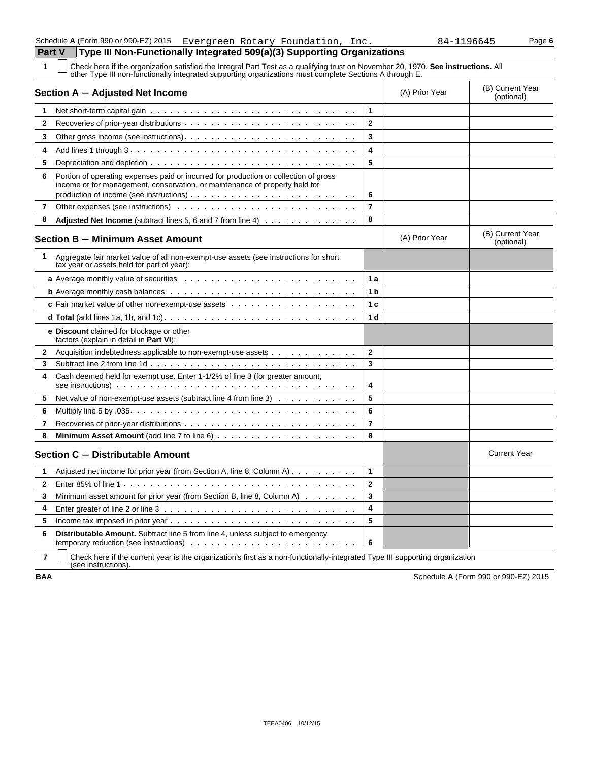Schedule A (Form 990 or 990-EZ) 2015 Evergreen Rotary Foundation, Inc. 84-1196645 Page 6

## Part V Type III Non-Functionally Integrated 509(a)(3) Supporting Organizations

**1** ☐ Check here if the organization satisfied the Integral Part Test as a qualifying trust on November 20, 1970. **See instructions.** All other Type III non-functionally integrated supporting organizations must complete Sections A through E.

| **Section A — Adjusted Net Income** | | (A) Prior Year | (B) Current Year (optional) |
|---|---|---|---|
| **1** Net short-term capital gain | 1 | | |
| **2** Recoveries of prior-year distributions | 2 | | |
| **3** Other gross income (see instructions) | 3 | | |
| **4** Add lines 1 through 3 | 4 | | |
| **5** Depreciation and depletion | 5 | | |
| **6** Portion of operating expenses paid or incurred for production or collection of gross income or for management, conservation, or maintenance of property held for production of income (see instructions) | 6 | | |
| **7** Other expenses (see instructions) | 7 | | |
| **8** **Adjusted Net Income** (subtract lines 5, 6 and 7 from line 4) | 8 | | |

| **Section B — Minimum Asset Amount** | | (A) Prior Year | (B) Current Year (optional) |
|---|---|---|---|
| **1** Aggregate fair market value of all non-exempt-use assets (see instructions for short tax year or assets held for part of year): | | | |
| **a** Average monthly value of securities | 1a | | |
| **b** Average monthly cash balances | 1b | | |
| **c** Fair market value of other non-exempt-use assets | 1c | | |
| **d Total** (add lines 1a, 1b, and 1c) | 1d | | |
| **e Discount** claimed for blockage or other factors (explain in detail in **Part VI**): | | | |
| **2** Acquisition indebtedness applicable to non-exempt-use assets | 2 | | |
| **3** Subtract line 2 from line 1d | 3 | | |
| **4** Cash deemed held for exempt use. Enter 1-1/2% of line 3 (for greater amount, see instructions) | 4 | | |
| **5** Net value of non-exempt-use assets (subtract line 4 from line 3) | 5 | | |
| **6** Multiply line 5 by .035 | 6 | | |
| **7** Recoveries of prior-year distributions | 7 | | |
| **8** **Minimum Asset Amount** (add line 7 to line 6) | 8 | | |

| **Section C — Distributable Amount** | | | Current Year |
|---|---|---|---|
| **1** Adjusted net income for prior year (from Section A, line 8, Column A) | 1 | | |
| **2** Enter 85% of line 1 | 2 | | |
| **3** Minimum asset amount for prior year (from Section B, line 8, Column A) | 3 | | |
| **4** Enter greater of line 2 or line 3 | 4 | | |
| **5** Income tax imposed in prior year | 5 | | |
| **6** **Distributable Amount.** Subtract line 5 from line 4, unless subject to emergency temporary reduction (see instructions) | 6 | | |

**7** ☐ Check here if the current year is the organization's first as a non-functionally-integrated Type III supporting organization (see instructions).

BAA Schedule A (Form 990 or 990-EZ) 2015

TEEA0406 10/12/15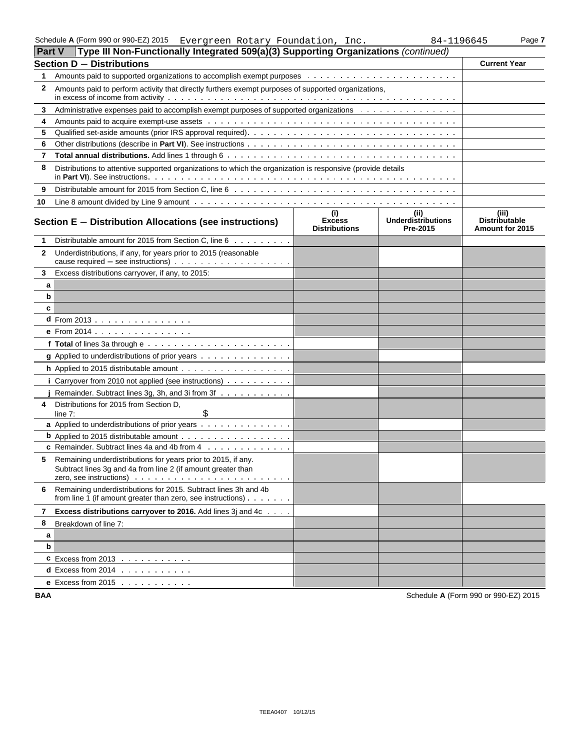Schedule A (Form 990 or 990-EZ) 2015 Evergreen Rotary Foundation, Inc. 84-1196645 Page 7

## Part V Type III Non-Functionally Integrated 509(a)(3) Supporting Organizations *(continued)*

| Section D – Distributions | | Current Year |
|---|---|---|
| 1 | Amounts paid to supported organizations to accomplish exempt purposes | |
| 2 | Amounts paid to perform activity that directly furthers exempt purposes of supported organizations, in excess of income from activity | |
| 3 | Administrative expenses paid to accomplish exempt purposes of supported organizations | |
| 4 | Amounts paid to acquire exempt-use assets | |
| 5 | Qualified set-aside amounts (prior IRS approval required) | |
| 6 | Other distributions (describe in **Part VI**). See instructions | |
| 7 | **Total annual distributions.** Add lines 1 through 6 | |
| 8 | Distributions to attentive supported organizations to which the organization is responsive (provide details in **Part VI**). See instructions | |
| 9 | Distributable amount for 2015 from Section C, line 6 | |
| 10 | Line 8 amount divided by Line 9 amount | |

| Section E – Distribution Allocations (see instructions) | | (i) Excess Distributions | (ii) Underdistributions Pre-2015 | (iii) Distributable Amount for 2015 |
|---|---|---|---|---|
| 1 | Distributable amount for 2015 from Section C, line 6 | | | |
| 2 | Underdistributions, if any, for years prior to 2015 (reasonable cause required – see instructions) | | | |
| 3 | Excess distributions carryover, if any, to 2015: | | | |
| a | | | | |
| b | | | | |
| c | | | | |
| d | From 2013 | | | |
| e | From 2014 | | | |
| f | **Total** of lines 3a through e | | | |
| g | Applied to underdistributions of prior years | | | |
| h | Applied to 2015 distributable amount | | | |
| i | Carryover from 2010 not applied (see instructions) | | | |
| j | Remainder. Subtract lines 3g, 3h, and 3i from 3f | | | |
| 4 | Distributions for 2015 from Section D, line 7: $ | | | |
| a | Applied to underdistributions of prior years | | | |
| b | Applied to 2015 distributable amount | | | |
| c | Remainder. Subtract lines 4a and 4b from 4 | | | |
| 5 | Remaining underdistributions for years prior to 2015, if any. Subtract lines 3g and 4a from line 2 (if amount greater than zero, see instructions) | | | |
| 6 | Remaining underdistributions for 2015. Subtract lines 3h and 4b from line 1 (if amount greater than zero, see instructions) | | | |
| 7 | **Excess distributions carryover to 2016.** Add lines 3j and 4c | | | |
| 8 | Breakdown of line 7: | | | |
| a | | | | |
| b | | | | |
| c | Excess from 2013 | | | |
| d | Excess from 2014 | | | |
| e | Excess from 2015 | | | |

BAA Schedule A (Form 990 or 990-EZ) 2015

TEEA0407 10/12/15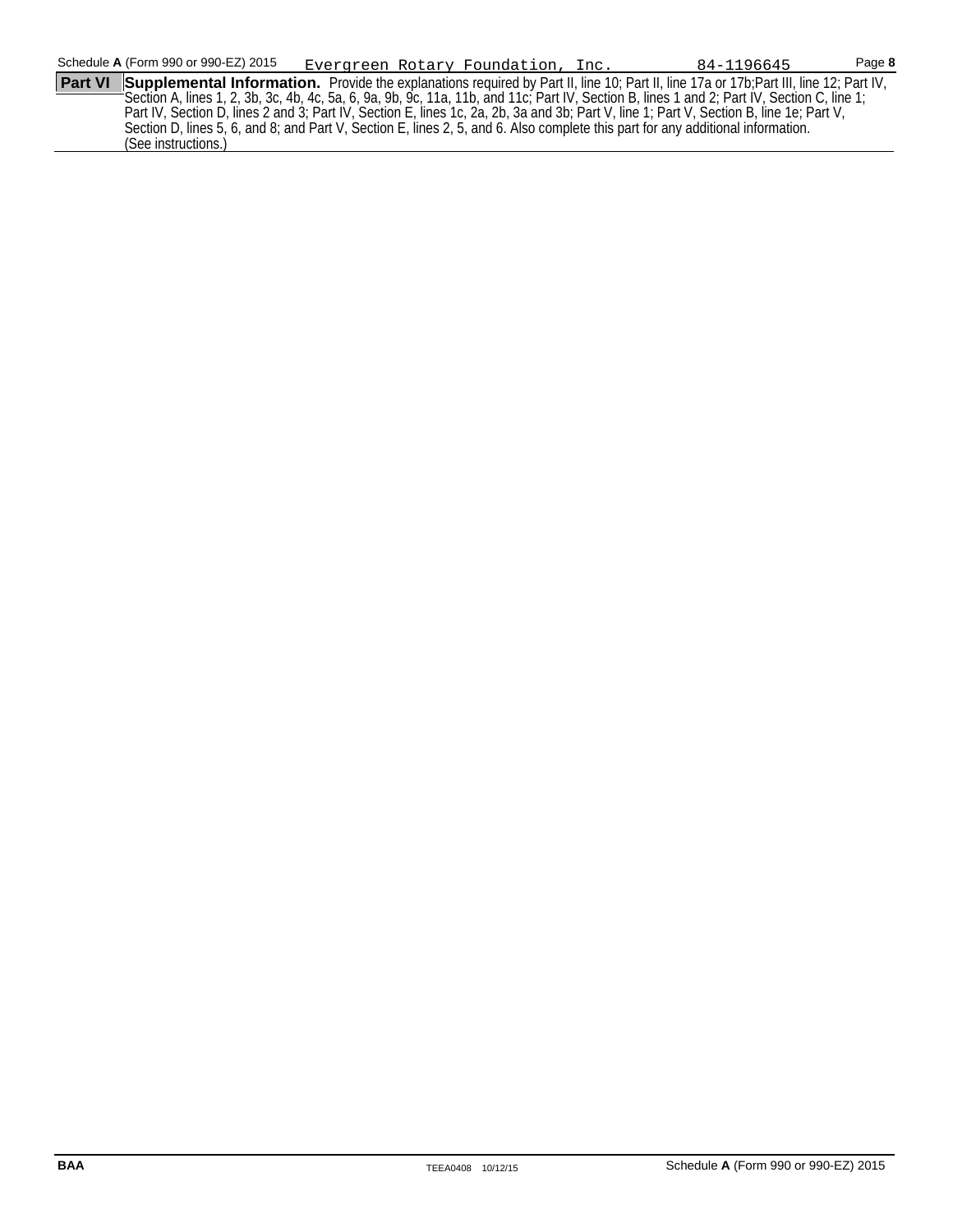Schedule A (Form 990 or 990-EZ) 2015 Evergreen Rotary Foundation, Inc. 84-1196645 Page 8

**Part VI** **Supplemental Information.** Provide the explanations required by Part II, line 10; Part II, line 17a or 17b;Part III, line 12; Part IV, Section A, lines 1, 2, 3b, 3c, 4b, 4c, 5a, 6, 9a, 9b, 9c, 11a, 11b, and 11c; Part IV, Section B, lines 1 and 2; Part IV, Section C, line 1; Part IV, Section D, lines 2 and 3; Part IV, Section E, lines 1c, 2a, 2b, 3a and 3b; Part V, line 1; Part V, Section B, line 1e; Part V, Section D, lines 5, 6, and 8; and Part V, Section E, lines 2, 5, and 6. Also complete this part for any additional information. (See instructions.)

BAA TEEA0408 10/12/15 Schedule A (Form 990 or 990-EZ) 2015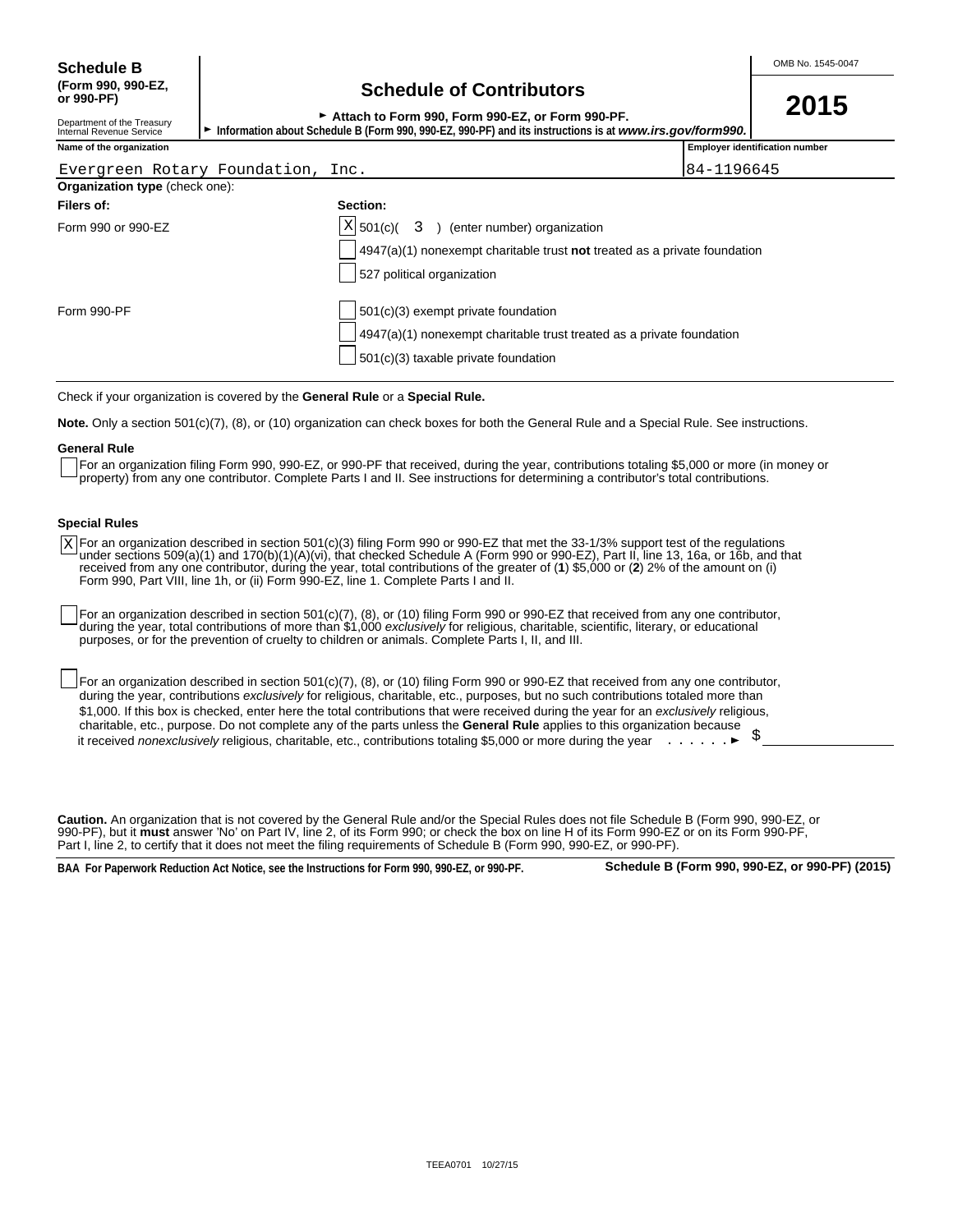**Schedule B**
**(Form 990, 990-EZ, or 990-PF)**

Department of the Treasury
Internal Revenue Service

# Schedule of Contributors

► **Attach to Form 990, Form 990-EZ, or Form 990-PF.**
► **Information about Schedule B (Form 990, 990-EZ, 990-PF) and its instructions is at *www.irs.gov/form990.***

OMB No. 1545-0047

**2015**

| Name of the organization | Employer identification number |
|---|---|
| Evergreen Rotary Foundation, Inc. | 84-1196645 |

**Organization type** (check one):

| Filers of: | Section: |
|---|---|
| Form 990 or 990-EZ | [X] 501(c)( 3 ) (enter number) organization |
| | [ ] 4947(a)(1) nonexempt charitable trust **not** treated as a private foundation |
| | [ ] 527 political organization |
| Form 990-PF | [ ] 501(c)(3) exempt private foundation |
| | [ ] 4947(a)(1) nonexempt charitable trust treated as a private foundation |
| | [ ] 501(c)(3) taxable private foundation |

Check if your organization is covered by the **General Rule** or a **Special Rule.**

**Note.** Only a section 501(c)(7), (8), or (10) organization can check boxes for both the General Rule and a Special Rule. See instructions.

**General Rule**

[ ] For an organization filing Form 990, 990-EZ, or 990-PF that received, during the year, contributions totaling $5,000 or more (in money or property) from any one contributor. Complete Parts I and II. See instructions for determining a contributor's total contributions.

**Special Rules**

[X] For an organization described in section 501(c)(3) filing Form 990 or 990-EZ that met the 33-1/3% support test of the regulations under sections 509(a)(1) and 170(b)(1)(A)(vi), that checked Schedule A (Form 990 or 990-EZ), Part II, line 13, 16a, or 16b, and that received from any one contributor, during the year, total contributions of the greater of (**1**) $5,000 or (**2**) 2% of the amount on (i) Form 990, Part VIII, line 1h, or (ii) Form 990-EZ, line 1. Complete Parts I and II.

[ ] For an organization described in section 501(c)(7), (8), or (10) filing Form 990 or 990-EZ that received from any one contributor, during the year, total contributions of more than $1,000 *exclusively* for religious, charitable, scientific, literary, or educational purposes, or for the prevention of cruelty to children or animals. Complete Parts I, II, and III.

[ ] For an organization described in section 501(c)(7), (8), or (10) filing Form 990 or 990-EZ that received from any one contributor, during the year, contributions *exclusively* for religious, charitable, etc., purposes, but no such contributions totaled more than $1,000. If this box is checked, enter here the total contributions that were received during the year for an *exclusively* religious, charitable, etc., purpose. Do not complete any of the parts unless the **General Rule** applies to this organization because it received *nonexclusively* religious, charitable, etc., contributions totaling $5,000 or more during the year . . . . . . ► $ ______

**Caution.** An organization that is not covered by the General Rule and/or the Special Rules does not file Schedule B (Form 990, 990-EZ, or 990-PF), but it **must** answer 'No' on Part IV, line 2, of its Form 990; or check the box on line H of its Form 990-EZ or on its Form 990-PF, Part I, line 2, to certify that it does not meet the filing requirements of Schedule B (Form 990, 990-EZ, or 990-PF).

**BAA For Paperwork Reduction Act Notice, see the Instructions for Form 990, 990-EZ, or 990-PF.** **Schedule B (Form 990, 990-EZ, or 990-PF) (2015)**

TEEA0701 10/27/15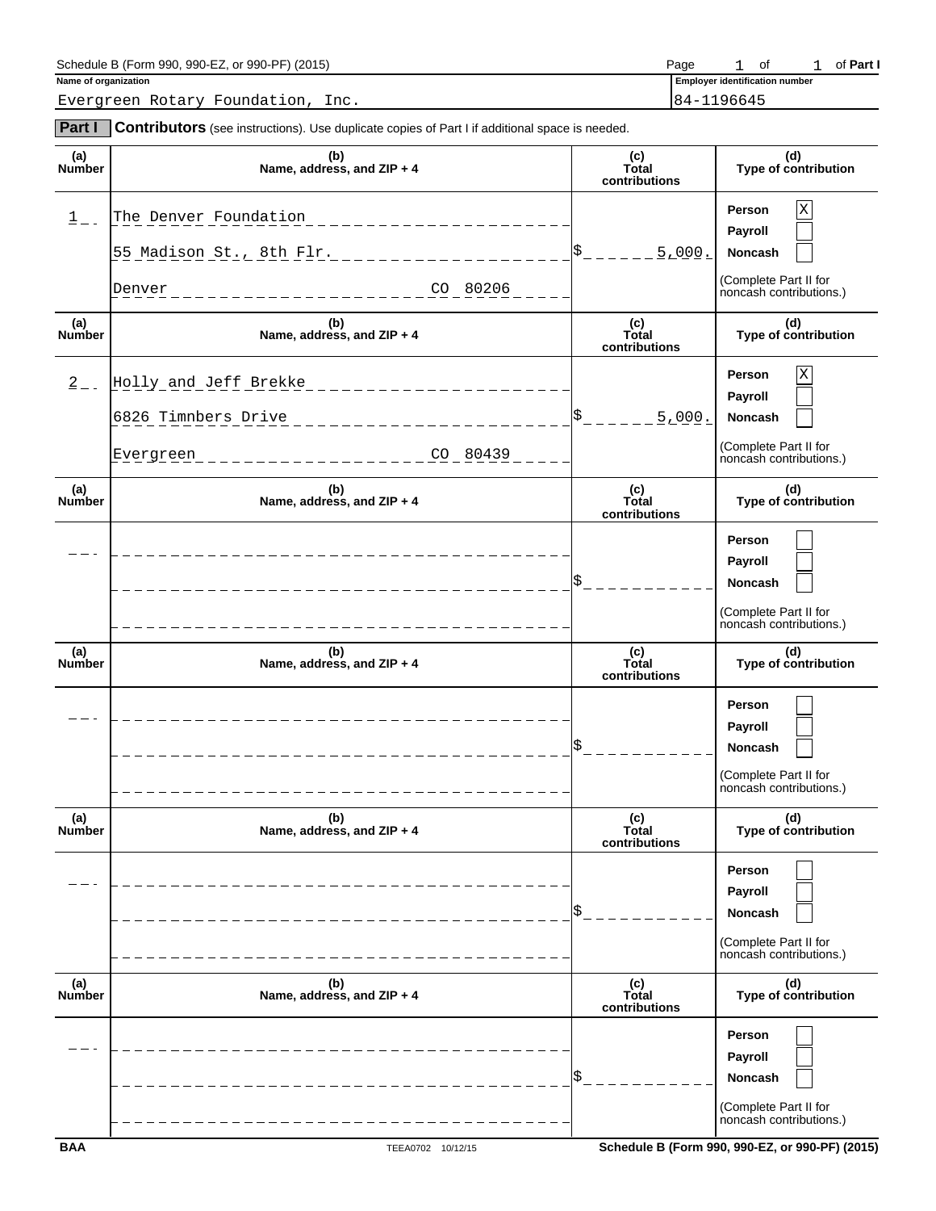Schedule B (Form 990, 990-EZ, or 990-PF) (2015) Page 1 of 1 of **Part I**

**Name of organization**
Evergreen Rotary Foundation, Inc.

**Employer identification number**
84-1196645

## Part I Contributors (see instructions). Use duplicate copies of Part I if additional space is needed.

| (a) Number | (b) Name, address, and ZIP + 4 | (c) Total contributions | (d) Type of contribution |
|---|---|---|---|
| 1 | The Denver Foundation<br>55 Madison St., 8th Flr.<br>Denver CO 80206 | $ 5,000. | Person [X]<br>Payroll [ ]<br>Noncash [ ]<br>(Complete Part II for noncash contributions.) |
| 2 | Holly and Jeff Brekke<br>6826 Timnbers Drive<br>Evergreen CO 80439 | $ 5,000. | Person [X]<br>Payroll [ ]<br>Noncash [ ]<br>(Complete Part II for noncash contributions.) |
| | | $ | Person [ ]<br>Payroll [ ]<br>Noncash [ ]<br>(Complete Part II for noncash contributions.) |
| | | $ | Person [ ]<br>Payroll [ ]<br>Noncash [ ]<br>(Complete Part II for noncash contributions.) |
| | | $ | Person [ ]<br>Payroll [ ]<br>Noncash [ ]<br>(Complete Part II for noncash contributions.) |
| | | $ | Person [ ]<br>Payroll [ ]<br>Noncash [ ]<br>(Complete Part II for noncash contributions.) |

BAA TEEA0702 10/12/15 Schedule B (Form 990, 990-EZ, or 990-PF) (2015)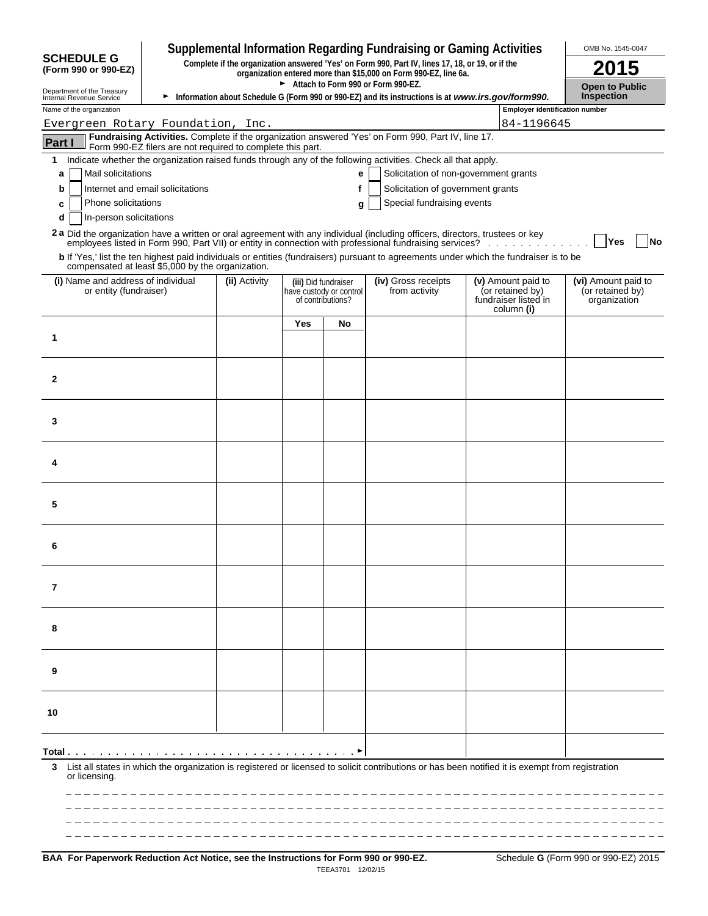**SCHEDULE G (Form 990 or 990-EZ)**

Department of the Treasury
Internal Revenue Service

# Supplemental Information Regarding Fundraising or Gaming Activities

**Complete if the organization answered 'Yes' on Form 990, Part IV, lines 17, 18, or 19, or if the organization entered more than $15,000 on Form 990-EZ, line 6a.**

► **Attach to Form 990 or Form 990-EZ.**

► **Information about Schedule G (Form 990 or 990-EZ) and its instructions is at** ***www.irs.gov/form990.***

OMB No. 1545-0047

**2015**

**Open to Public Inspection**

| Name of the organization | Employer identification number |
|---|---|
| Evergreen Rotary Foundation, Inc. | 84-1196645 |

**Part I** **Fundraising Activities.** Complete if the organization answered 'Yes' on Form 990, Part IV, line 17. Form 990-EZ filers are not required to complete this part.

**1** Indicate whether the organization raised funds through any of the following activities. Check all that apply.

- **a** ☐ Mail solicitations
- **b** ☐ Internet and email solicitations
- **c** ☐ Phone solicitations
- **d** ☐ In-person solicitations
- **e** ☐ Solicitation of non-government grants
- **f** ☐ Solicitation of government grants
- **g** ☐ Special fundraising events

**2 a** Did the organization have a written or oral agreement with any individual (including officers, directors, trustees or key employees listed in Form 990, Part VII) or entity in connection with professional fundraising services? ☐ **Yes** ☐ **No**

**b** If 'Yes,' list the ten highest paid individuals or entities (fundraisers) pursuant to agreements under which the fundraiser is to be compensated at least $5,000 by the organization.

| | (i) Name and address of individual or entity (fundraiser) | (ii) Activity | (iii) Did fundraiser have custody or control of contributions? | | (iv) Gross receipts from activity | (v) Amount paid to (or retained by) fundraiser listed in column (i) | (vi) Amount paid to (or retained by) organization |
|---|---|---|---|---|---|---|---|
| | | | Yes | No | | | |
| 1 | | | | | | | |
| 2 | | | | | | | |
| 3 | | | | | | | |
| 4 | | | | | | | |
| 5 | | | | | | | |
| 6 | | | | | | | |
| 7 | | | | | | | |
| 8 | | | | | | | |
| 9 | | | | | | | |
| 10 | | | | | | | |
| **Total** ► | | | | | | | |

**3** List all states in which the organization is registered or licensed to solicit contributions or has been notified it is exempt from registration or licensing.

**BAA For Paperwork Reduction Act Notice, see the Instructions for Form 990 or 990-EZ.** TEEA3701 12/02/15 Schedule **G** (Form 990 or 990-EZ) 2015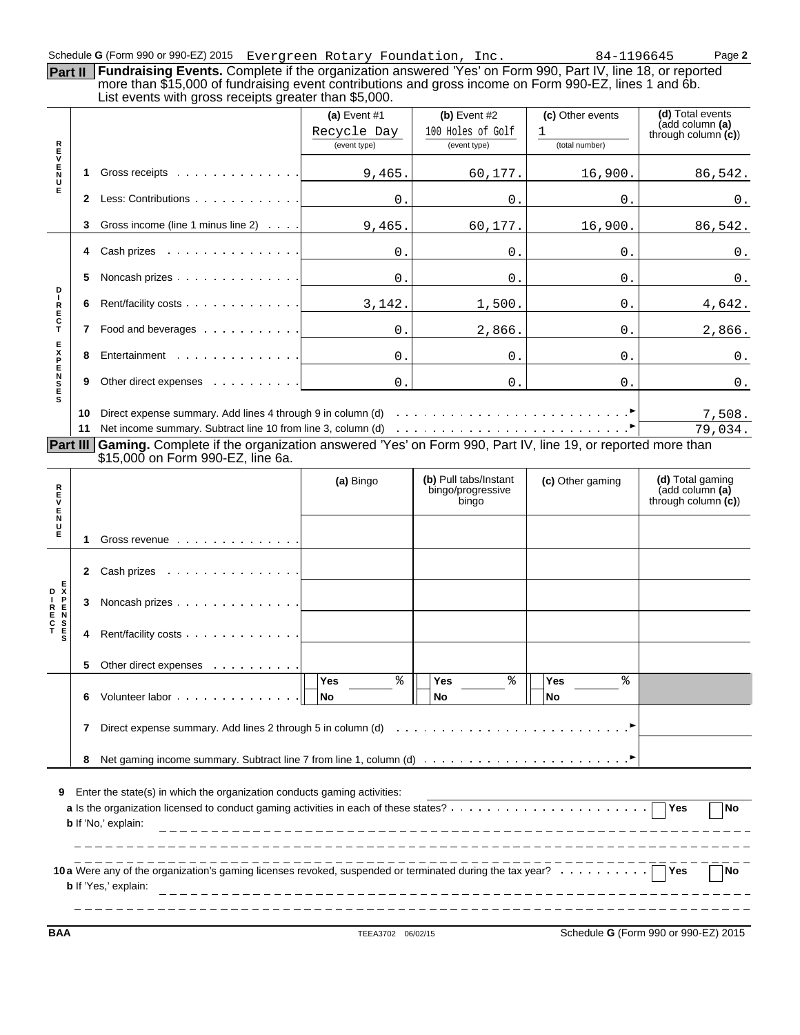Schedule G (Form 990 or 990-EZ) 2015 Evergreen Rotary Foundation, Inc. 84-1196645

**Part II** **Fundraising Events.** Complete if the organization answered 'Yes' on Form 990, Part IV, line 18, or reported more than $15,000 of fundraising event contributions and gross income on Form 990-EZ, lines 1 and 6b. List events with gross receipts greater than $5,000.

| | | (a) Event #1<br>Recycle Day<br>(event type) | (b) Event #2<br>100 Holes of Golf<br>(event type) | (c) Other events<br>1<br>(total number) | (d) Total events (add column (a) through column (c)) |
|---|---|---|---|---|---|
| REVENUE | 1 Gross receipts | 9,465. | 60,177. | 16,900. | 86,542. |
| | 2 Less: Contributions | 0. | 0. | 0. | 0. |
| | 3 Gross income (line 1 minus line 2) | 9,465. | 60,177. | 16,900. | 86,542. |
| DIRECT EXPENSES | 4 Cash prizes | 0. | 0. | 0. | 0. |
| | 5 Noncash prizes | 0. | 0. | 0. | 0. |
| | 6 Rent/facility costs | 3,142. | 1,500. | 0. | 4,642. |
| | 7 Food and beverages | 0. | 2,866. | 0. | 2,866. |
| | 8 Entertainment | 0. | 0. | 0. | 0. |
| | 9 Other direct expenses | 0. | 0. | 0. | 0. |
| | 10 Direct expense summary. Add lines 4 through 9 in column (d) | | | | 7,508. |
| | 11 Net income summary. Subtract line 10 from line 3, column (d) | | | | 79,034. |

**Part III** **Gaming.** Complete if the organization answered 'Yes' on Form 990, Part IV, line 19, or reported more than $15,000 on Form 990-EZ, line 6a.

| | | (a) Bingo | (b) Pull tabs/Instant bingo/progressive bingo | (c) Other gaming | (d) Total gaming (add column (a) through column (c)) |
|---|---|---|---|---|---|
| REVENUE | 1 Gross revenue | | | | |
| DIRECT EXPENSES | 2 Cash prizes | | | | |
| | 3 Noncash prizes | | | | |
| | 4 Rent/facility costs | | | | |
| | 5 Other direct expenses | | | | |
| | 6 Volunteer labor | Yes ___ %<br>No | Yes ___ %<br>No | Yes ___ %<br>No | |
| | 7 Direct expense summary. Add lines 2 through 5 in column (d) | | | | |
| | 8 Net gaming income summary. Subtract line 7 from line 1, column (d) | | | | |

9 Enter the state(s) in which the organization conducts gaming activities:

**a** Is the organization licensed to conduct gaming activities in each of these states? ☐ Yes ☐ No

**b** If 'No,' explain:

10a Were any of the organization's gaming licenses revoked, suspended or terminated during the tax year? ☐ Yes ☐ No

**b** If 'Yes,' explain:

BAA TEEA3702 06/02/15 Schedule G (Form 990 or 990-EZ) 2015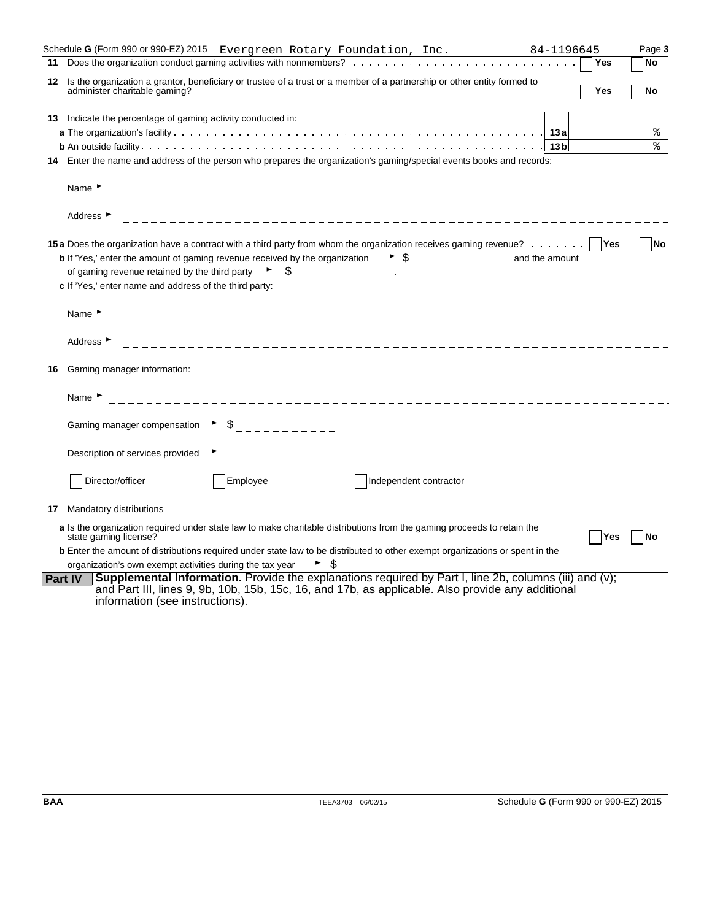Schedule G (Form 990 or 990-EZ) 2015 Evergreen Rotary Foundation, Inc. 84-1196645

**11** Does the organization conduct gaming activities with nonmembers? . . . . . . . . . . . . . . . . . . . . . . . . . . . . Yes No

**12** Is the organization a grantor, beneficiary or trustee of a trust or a member of a partnership or other entity formed to administer charitable gaming? . . . . . . . . . . . . . . . . . . . . . . . . . . . . . . . . . . . . . . . . . Yes No

**13** Indicate the percentage of gaming activity conducted in:

**a** The organization's facility . . . . . . . . . . . . . . . . . . . . . . . . . . . . . . . . . . . . . . . . . . **13a** %

**b** An outside facility . . . . . . . . . . . . . . . . . . . . . . . . . . . . . . . . . . . . . . . . . . . . . . **13b** %

**14** Enter the name and address of the person who prepares the organization's gaming/special events books and records:

Name ►

Address ►

**15a** Does the organization have a contract with a third party from whom the organization receives gaming revenue? . . . . . . . Yes No

**b** If 'Yes,' enter the amount of gaming revenue received by the organization ► $ \_\_\_\_\_\_\_\_\_\_\_ and the amount of gaming revenue retained by the third party ► $ \_\_\_\_\_\_\_\_\_\_\_.

**c** If 'Yes,' enter name and address of the third party:

Name ►

Address ►

**16** Gaming manager information:

Name ►

Gaming manager compensation ► $

Description of services provided ►

☐ Director/officer ☐ Employee ☐ Independent contractor

**17** Mandatory distributions

**a** Is the organization required under state law to make charitable distributions from the gaming proceeds to retain the state gaming license? Yes No

**b** Enter the amount of distributions required under state law to be distributed to other exempt organizations or spent in the organization's own exempt activities during the tax year ► $

**Part IV** **Supplemental Information.** Provide the explanations required by Part I, line 2b, columns (iii) and (v); and Part III, lines 9, 9b, 10b, 15b, 15c, 16, and 17b, as applicable. Also provide any additional information (see instructions).

BAA TEEA3703 06/02/15 Schedule G (Form 990 or 990-EZ) 2015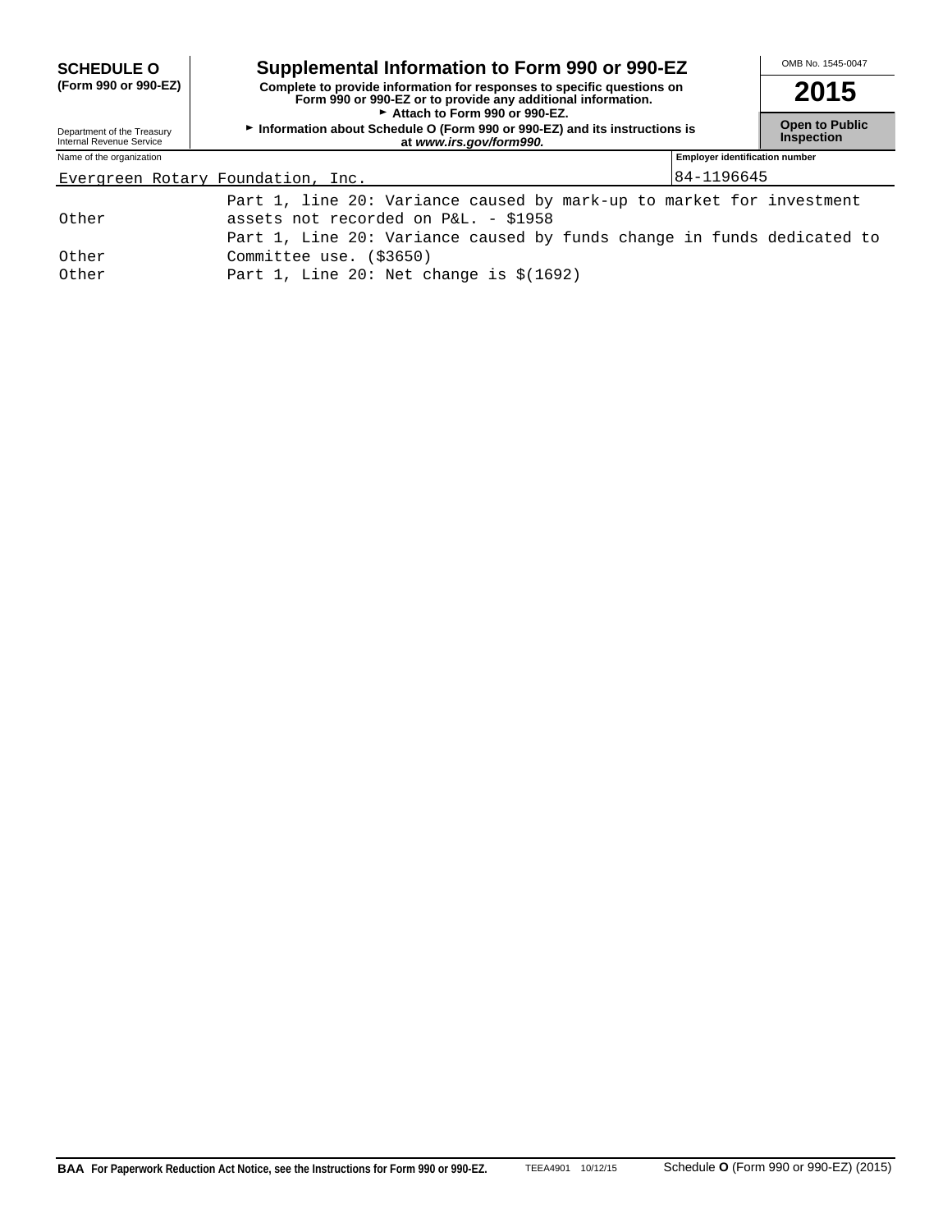**SCHEDULE O (Form 990 or 990-EZ)**

# Supplemental Information to Form 990 or 990-EZ

**Complete to provide information for responses to specific questions on Form 990 or 990-EZ or to provide any additional information.**

► **Attach to Form 990 or 990-EZ.**

► **Information about Schedule O (Form 990 or 990-EZ) and its instructions is at *www.irs.gov/form990.***

Department of the Treasury
Internal Revenue Service

OMB No. 1545-0047

**2015**

**Open to Public Inspection**

| Name of the organization | Employer identification number |
|---|---|
| Evergreen Rotary Foundation, Inc. | 84-1196645 |

| | |
|---|---|
| Other | Part 1, line 20: Variance caused by mark-up to market for investment assets not recorded on P&L. - $1958 |
| Other | Part 1, Line 20: Variance caused by funds change in funds dedicated to Committee use. ($3650) |
| Other | Part 1, Line 20: Net change is $(1692) |

**BAA For Paperwork Reduction Act Notice, see the Instructions for Form 990 or 990-EZ.** TEEA4901 10/12/15 Schedule **O** (Form 990 or 990-EZ) (2015)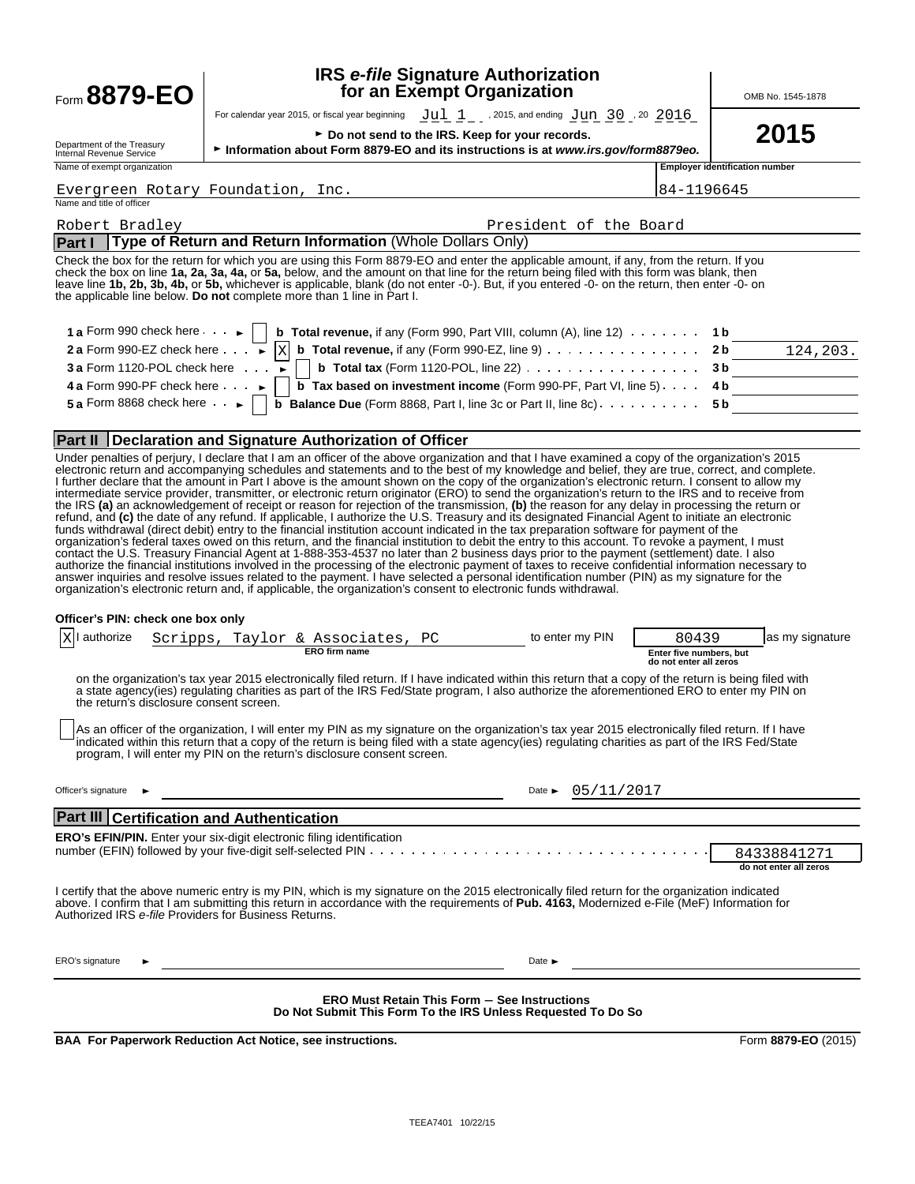Form **8879-EO**

Department of the Treasury
Internal Revenue Service

# IRS *e-file* Signature Authorization for an Exempt Organization

For calendar year 2015, or fiscal year beginning Jul 1, 2015, and ending Jun 30, 20 2016

► **Do not send to the IRS. Keep for your records.**

► **Information about Form 8879-EO and its instructions is at *www.irs.gov/form8879eo.***

OMB No. 1545-1878

**2015**

Name of exempt organization: Evergreen Rotary Foundation, Inc.

**Employer identification number**: 84-1196645

Name and title of officer: Robert Bradley — President of the Board

## Part I — Type of Return and Return Information (Whole Dollars Only)

Check the box for the return for which you are using this Form 8879-EO and enter the applicable amount, if any, from the return. If you check the box on line **1a, 2a, 3a, 4a,** or **5a,** below, and the amount on that line for the return being filed with this form was blank, then leave line **1b, 2b, 3b, 4b,** or **5b,** whichever is applicable, blank (do not enter -0-). But, if you entered -0- on the return, then enter -0- on the applicable line below. **Do not** complete more than 1 line in Part I.

| | | | | |
|---|---|---|---|---|
| **1 a** Form 990 check here ► | [ ] | **b Total revenue,** if any (Form 990, Part VIII, column (A), line 12) | **1 b** | |
| **2 a** Form 990-EZ check here ► | [X] | **b Total revenue,** if any (Form 990-EZ, line 9) | **2 b** | 124,203. |
| **3 a** Form 1120-POL check here ► | [ ] | **b Total tax** (Form 1120-POL, line 22) | **3 b** | |
| **4 a** Form 990-PF check here ► | [ ] | **b Tax based on investment income** (Form 990-PF, Part VI, line 5) | **4 b** | |
| **5 a** Form 8868 check here ► | [ ] | **b Balance Due** (Form 8868, Part I, line 3c or Part II, line 8c) | **5 b** | |

## Part II — Declaration and Signature Authorization of Officer

Under penalties of perjury, I declare that I am an officer of the above organization and that I have examined a copy of the organization's 2015 electronic return and accompanying schedules and statements and to the best of my knowledge and belief, they are true, correct, and complete. I further declare that the amount in Part I above is the amount shown on the copy of the organization's electronic return. I consent to allow my intermediate service provider, transmitter, or electronic return originator (ERO) to send the organization's return to the IRS and to receive from the IRS **(a)** an acknowledgement of receipt or reason for rejection of the transmission, **(b)** the reason for any delay in processing the return or refund, and **(c)** the date of any refund. If applicable, I authorize the U.S. Treasury and its designated Financial Agent to initiate an electronic funds withdrawal (direct debit) entry to the financial institution account indicated in the tax preparation software for payment of the organization's federal taxes owed on this return, and the financial institution to debit the entry to this account. To revoke a payment, I must contact the U.S. Treasury Financial Agent at 1-888-353-4537 no later than 2 business days prior to the payment (settlement) date. I also authorize the financial institutions involved in the processing of the electronic payment of taxes to receive confidential information necessary to answer inquiries and resolve issues related to the payment. I have selected a personal identification number (PIN) as my signature for the organization's electronic return and, if applicable, the organization's consent to electronic funds withdrawal.

**Officer's PIN: check one box only**

[X] I authorize Scripps, Taylor & Associates, PC (ERO firm name) to enter my PIN 80439 (Enter five numbers, but do not enter all zeros) as my signature on the organization's tax year 2015 electronically filed return. If I have indicated within this return that a copy of the return is being filed with a state agency(ies) regulating charities as part of the IRS Fed/State program, I also authorize the aforementioned ERO to enter my PIN on the return's disclosure consent screen.

[ ] As an officer of the organization, I will enter my PIN as my signature on the organization's tax year 2015 electronically filed return. If I have indicated within this return that a copy of the return is being filed with a state agency(ies) regulating charities as part of the IRS Fed/State program, I will enter my PIN on the return's disclosure consent screen.

Officer's signature ► ______________________ Date ► 05/11/2017

## Part III — Certification and Authentication

**ERO's EFIN/PIN.** Enter your six-digit electronic filing identification number (EFIN) followed by your five-digit self-selected PIN: 84338841271 (do not enter all zeros)

I certify that the above numeric entry is my PIN, which is my signature on the 2015 electronically filed return for the organization indicated above. I confirm that I am submitting this return in accordance with the requirements of **Pub. 4163,** Modernized e-File (MeF) Information for Authorized IRS *e-file* Providers for Business Returns.

ERO's signature ► ______________________ Date ► ______________________

**ERO Must Retain This Form — See Instructions**
**Do Not Submit This Form To the IRS Unless Requested To Do So**

**BAA For Paperwork Reduction Act Notice, see instructions.** Form **8879-EO** (2015)

TEEA7401 10/22/15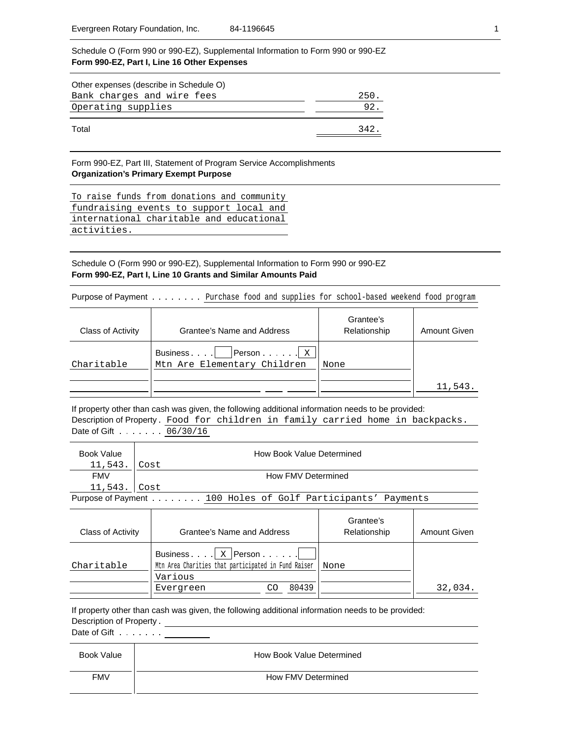Schedule O (Form 990 or 990-EZ), Supplemental Information to Form 990 or 990-EZ
**Form 990-EZ, Part I, Line 16 Other Expenses**

| Other expenses (describe in Schedule O) | |
|---|---|
| Bank charges and wire fees | 250. |
| Operating supplies | 92. |
| Total | 342. |

Form 990-EZ, Part III, Statement of Program Service Accomplishments
**Organization's Primary Exempt Purpose**

To raise funds from donations and community fundraising events to support local and international charitable and educational activities.

Schedule O (Form 990 or 990-EZ), Supplemental Information to Form 990 or 990-EZ
**Form 990-EZ, Part I, Line 10 Grants and Similar Amounts Paid**

Purpose of Payment . . . . . . . . Purchase food and supplies for school-based weekend food program

| Class of Activity | Grantee's Name and Address | Grantee's Relationship | Amount Given |
|---|---|---|---|
| Charitable | Business . . . . [ ] Person . . . . . . [X]<br>Mtn Are Elementary Children | None | 11,543. |

If property other than cash was given, the following additional information needs to be provided:
Description of Property . Food for children in family carried home in backpacks.
Date of Gift . . . . . . . 06/30/16

| Book Value | How Book Value Determined |
|---|---|
| 11,543. | Cost |
| **FMV** | **How FMV Determined** |
| 11,543. | Cost |

Purpose of Payment . . . . . . . . 100 Holes of Golf Participants' Payments

| Class of Activity | Grantee's Name and Address | Grantee's Relationship | Amount Given |
|---|---|---|---|
| Charitable | Business . . . . [X] Person . . . . . . [ ]<br>Mtn Area Charities that participated in Fund Raiser<br>Various<br>Evergreen CO 80439 | None | 32,034. |

If property other than cash was given, the following additional information needs to be provided:
Description of Property .
Date of Gift . . . . . . .

| Book Value | How Book Value Determined |
|---|---|
| | |
| **FMV** | **How FMV Determined** |
| | |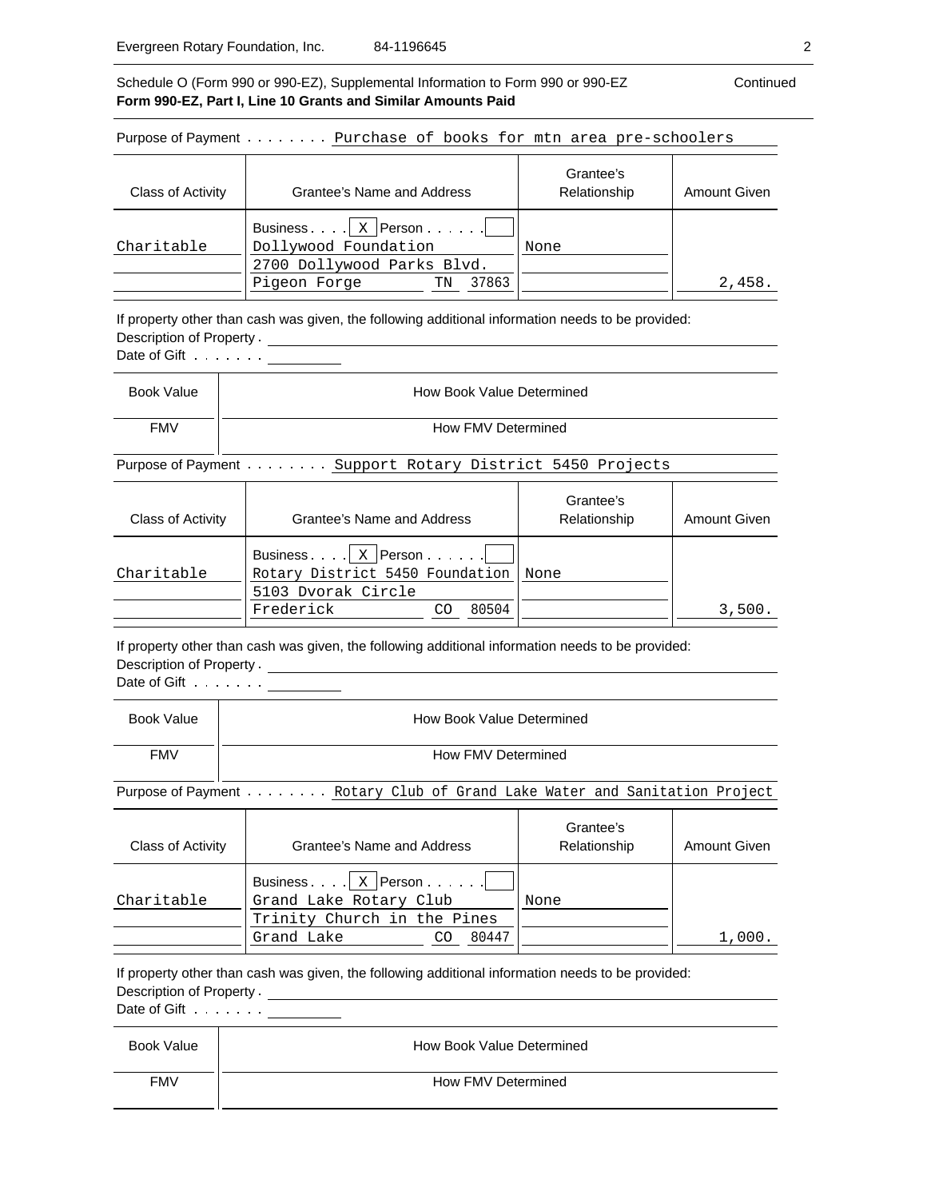Schedule O (Form 990 or 990-EZ), Supplemental Information to Form 990 or 990-EZ — Continued

**Form 990-EZ, Part I, Line 10 Grants and Similar Amounts Paid**

Purpose of Payment . . . . . . . . Purchase of books for mtn area pre-schoolers

| Class of Activity | Grantee's Name and Address | Grantee's Relationship | Amount Given |
|---|---|---|---|
| Charitable | Business . . . . [X] Person . . . . . . [ ]<br>Dollywood Foundation<br>2700 Dollywood Parks Blvd.<br>Pigeon Forge TN 37863 | None | 2,458. |

If property other than cash was given, the following additional information needs to be provided:

Description of Property .

Date of Gift . . . . . . .

| Book Value | How Book Value Determined |
|---|---|
| FMV | How FMV Determined |

Purpose of Payment . . . . . . . . Support Rotary District 5450 Projects

| Class of Activity | Grantee's Name and Address | Grantee's Relationship | Amount Given |
|---|---|---|---|
| Charitable | Business . . . . [X] Person . . . . . . [ ]<br>Rotary District 5450 Foundation<br>5103 Dvorak Circle<br>Frederick CO 80504 | None | 3,500. |

If property other than cash was given, the following additional information needs to be provided:

Description of Property .

Date of Gift . . . . . . .

| Book Value | How Book Value Determined |
|---|---|
| FMV | How FMV Determined |

Purpose of Payment . . . . . . . . Rotary Club of Grand Lake Water and Sanitation Project

| Class of Activity | Grantee's Name and Address | Grantee's Relationship | Amount Given |
|---|---|---|---|
| Charitable | Business . . . . [X] Person . . . . . . [ ]<br>Grand Lake Rotary Club<br>Trinity Church in the Pines<br>Grand Lake CO 80447 | None | 1,000. |

If property other than cash was given, the following additional information needs to be provided:

Description of Property .

Date of Gift . . . . . . .

| Book Value | How Book Value Determined |
|---|---|
| FMV | How FMV Determined |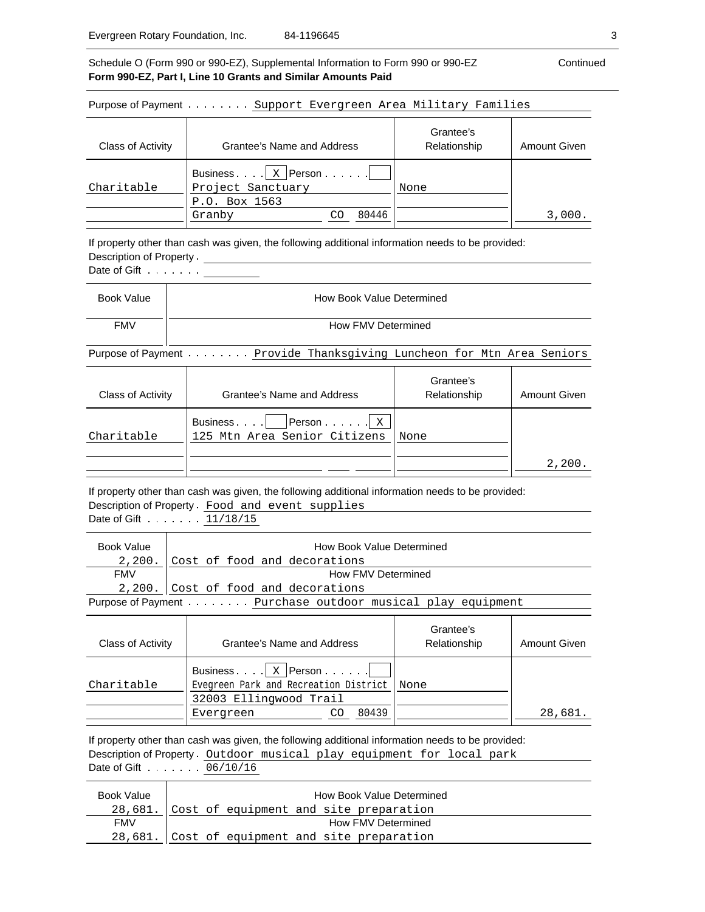Schedule O (Form 990 or 990-EZ), Supplemental Information to Form 990 or 990-EZ Continued

**Form 990-EZ, Part I, Line 10 Grants and Similar Amounts Paid**

Purpose of Payment . . . . . . . . Support Evergreen Area Military Families

| Class of Activity | Grantee's Name and Address | Grantee's Relationship | Amount Given |
|---|---|---|---|
| Charitable | Business . . . . [X] Person . . . . . . [ ]<br>Project Sanctuary<br>P.O. Box 1563<br>Granby CO 80446 | None | 3,000. |

If property other than cash was given, the following additional information needs to be provided:

Description of Property .

Date of Gift . . . . . . .

| Book Value | How Book Value Determined |
|---|---|
| FMV | How FMV Determined |

Purpose of Payment . . . . . . . . Provide Thanksgiving Luncheon for Mtn Area Seniors

| Class of Activity | Grantee's Name and Address | Grantee's Relationship | Amount Given |
|---|---|---|---|
| Charitable | Business . . . . [ ] Person . . . . . . [X]<br>125 Mtn Area Senior Citizens | None | 2,200. |

If property other than cash was given, the following additional information needs to be provided:

Description of Property . Food and event supplies

Date of Gift . . . . . . . 11/18/15

| Book Value | How Book Value Determined |
|---|---|
| 2,200. | Cost of food and decorations |
| FMV | How FMV Determined |
| 2,200. | Cost of food and decorations |

Purpose of Payment . . . . . . . . Purchase outdoor musical play equipment

| Class of Activity | Grantee's Name and Address | Grantee's Relationship | Amount Given |
|---|---|---|---|
| Charitable | Business . . . . [X] Person . . . . . . [ ]<br>Evegreen Park and Recreation District<br>32003 Ellingwood Trail<br>Evergreen CO 80439 | None | 28,681. |

If property other than cash was given, the following additional information needs to be provided:

Description of Property . Outdoor musical play equipment for local park

Date of Gift . . . . . . . 06/10/16

| Book Value | How Book Value Determined |
|---|---|
| 28,681. | Cost of equipment and site preparation |
| FMV | How FMV Determined |
| 28,681. | Cost of equipment and site preparation |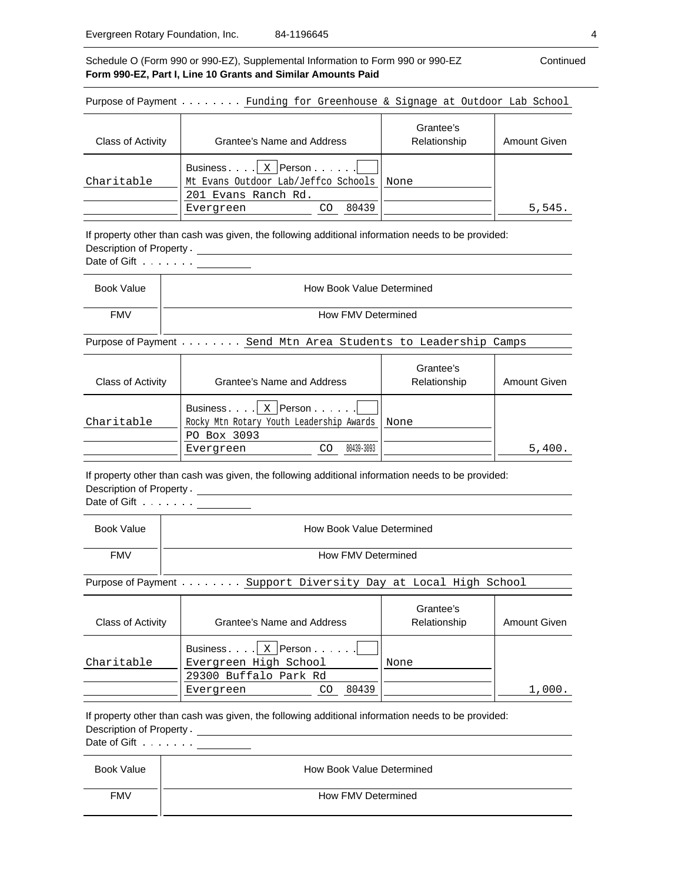Schedule O (Form 990 or 990-EZ), Supplemental Information to Form 990 or 990-EZ — Continued

**Form 990-EZ, Part I, Line 10 Grants and Similar Amounts Paid**

Purpose of Payment . . . . . . . . Funding for Greenhouse & Signage at Outdoor Lab School

| Class of Activity | Grantee's Name and Address | Grantee's Relationship | Amount Given |
|---|---|---|---|
| Charitable | Business . . . . [X] Person . . . . . . [ ]<br>Mt Evans Outdoor Lab/Jeffco Schools<br>201 Evans Ranch Rd.<br>Evergreen CO 80439 | None | 5,545. |

If property other than cash was given, the following additional information needs to be provided:

Description of Property .

Date of Gift . . . . . . .

| Book Value | How Book Value Determined |
|---|---|
| FMV | How FMV Determined |

Purpose of Payment . . . . . . . . Send Mtn Area Students to Leadership Camps

| Class of Activity | Grantee's Name and Address | Grantee's Relationship | Amount Given |
|---|---|---|---|
| Charitable | Business . . . . [X] Person . . . . . . [ ]<br>Rocky Mtn Rotary Youth Leadership Awards<br>PO Box 3093<br>Evergreen CO 80439-3093 | None | 5,400. |

If property other than cash was given, the following additional information needs to be provided:

Description of Property .

Date of Gift . . . . . . .

| Book Value | How Book Value Determined |
|---|---|
| FMV | How FMV Determined |

Purpose of Payment . . . . . . . . Support Diversity Day at Local High School

| Class of Activity | Grantee's Name and Address | Grantee's Relationship | Amount Given |
|---|---|---|---|
| Charitable | Business . . . . [X] Person . . . . . . [ ]<br>Evergreen High School<br>29300 Buffalo Park Rd<br>Evergreen CO 80439 | None | 1,000. |

If property other than cash was given, the following additional information needs to be provided:

Description of Property .

Date of Gift . . . . . . .

| Book Value | How Book Value Determined |
|---|---|
| FMV | How FMV Determined |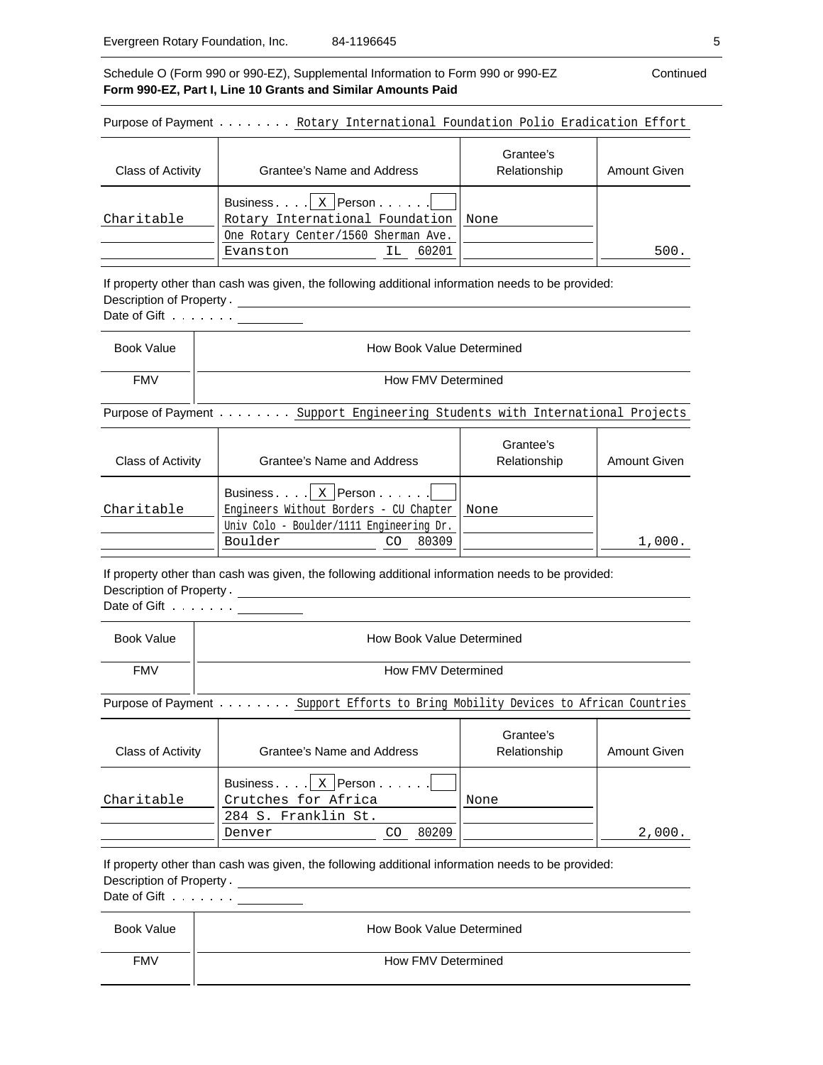Evergreen Rotary Foundation, Inc. 84-1196645

Schedule O (Form 990 or 990-EZ), Supplemental Information to Form 990 or 990-EZ — Continued

**Form 990-EZ, Part I, Line 10 Grants and Similar Amounts Paid**

Purpose of Payment . . . . . . . . Rotary International Foundation Polio Eradication Effort

| Class of Activity | Grantee's Name and Address | Grantee's Relationship | Amount Given |
|---|---|---|---|
| Charitable | Business . . . . [X] Person . . . . . . [ ]<br>Rotary International Foundation<br>One Rotary Center/1560 Sherman Ave.<br>Evanston IL 60201 | None | 500. |

If property other than cash was given, the following additional information needs to be provided:

Description of Property .

Date of Gift . . . . . . .

| Book Value | How Book Value Determined |
|---|---|
| FMV | How FMV Determined |

Purpose of Payment . . . . . . . . Support Engineering Students with International Projects

| Class of Activity | Grantee's Name and Address | Grantee's Relationship | Amount Given |
|---|---|---|---|
| Charitable | Business . . . . [X] Person . . . . . . [ ]<br>Engineers Without Borders - CU Chapter<br>Univ Colo - Boulder/1111 Engineering Dr.<br>Boulder CO 80309 | None | 1,000. |

If property other than cash was given, the following additional information needs to be provided:

Description of Property .

Date of Gift . . . . . . .

| Book Value | How Book Value Determined |
|---|---|
| FMV | How FMV Determined |

Purpose of Payment . . . . . . . . Support Efforts to Bring Mobility Devices to African Countries

| Class of Activity | Grantee's Name and Address | Grantee's Relationship | Amount Given |
|---|---|---|---|
| Charitable | Business . . . . [X] Person . . . . . . [ ]<br>Crutches for Africa<br>284 S. Franklin St.<br>Denver CO 80209 | None | 2,000. |

If property other than cash was given, the following additional information needs to be provided:

Description of Property .

Date of Gift . . . . . . .

| Book Value | How Book Value Determined |
|---|---|
| FMV | How FMV Determined |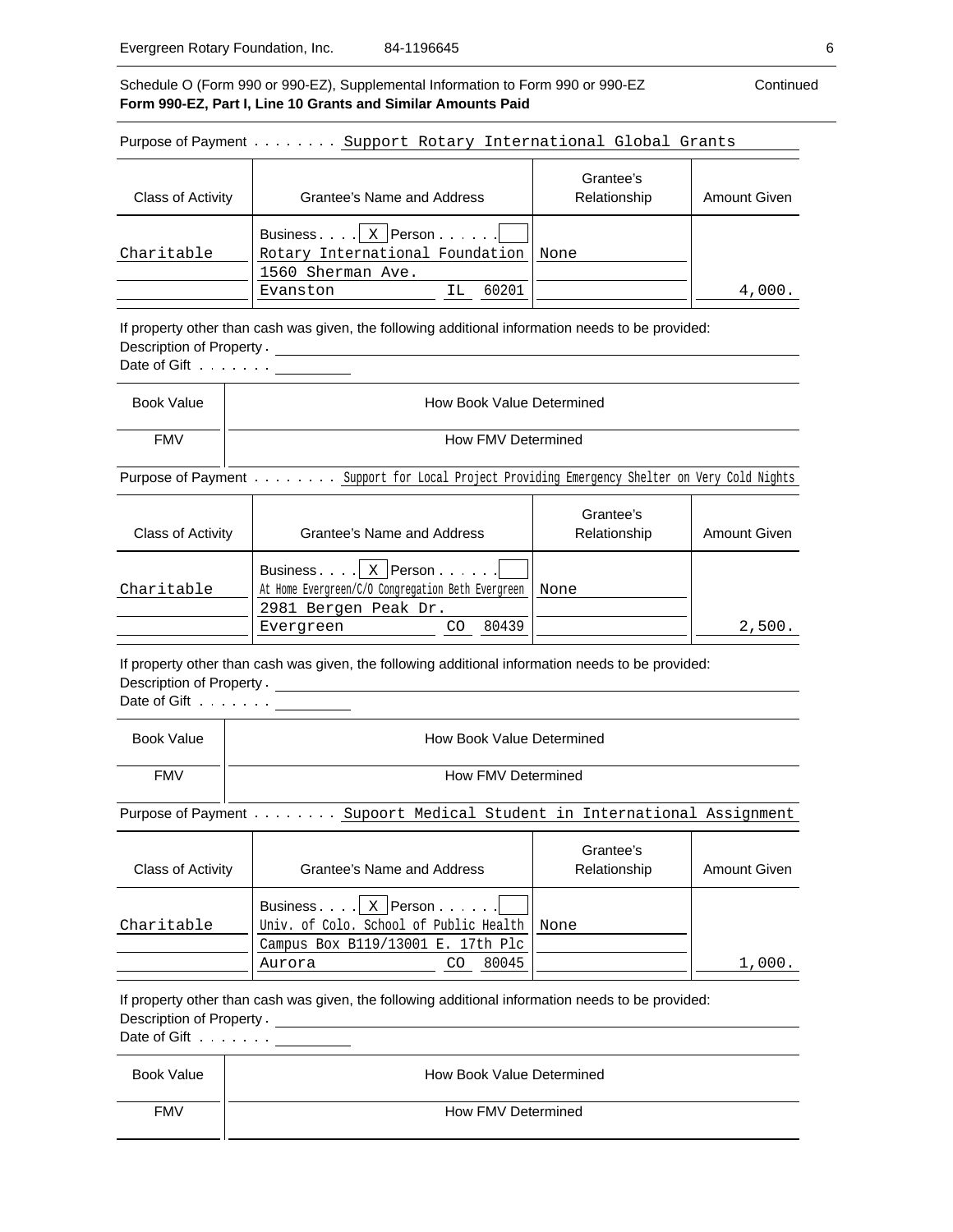Schedule O (Form 990 or 990-EZ), Supplemental Information to Form 990 or 990-EZ — Continued

**Form 990-EZ, Part I, Line 10 Grants and Similar Amounts Paid**

Purpose of Payment . . . . . . . . Support Rotary International Global Grants

| Class of Activity | Grantee's Name and Address | Grantee's Relationship | Amount Given |
|---|---|---|---|
| | Business . . . . [X] Person . . . . . . [ ] | | |
| Charitable | Rotary International Foundation | None | |
| | 1560 Sherman Ave. | | |
| | Evanston IL 60201 | | 4,000. |

If property other than cash was given, the following additional information needs to be provided:
Description of Property .
Date of Gift . . . . . . .

| Book Value | How Book Value Determined |
|---|---|
| FMV | How FMV Determined |

Purpose of Payment . . . . . . . . Support for Local Project Providing Emergency Shelter on Very Cold Nights

| Class of Activity | Grantee's Name and Address | Grantee's Relationship | Amount Given |
|---|---|---|---|
| | Business . . . . [X] Person . . . . . . [ ] | | |
| Charitable | At Home Evergreen/C/O Congregation Beth Evergreen | None | |
| | 2981 Bergen Peak Dr. | | |
| | Evergreen CO 80439 | | 2,500. |

If property other than cash was given, the following additional information needs to be provided:
Description of Property .
Date of Gift . . . . . . .

| Book Value | How Book Value Determined |
|---|---|
| FMV | How FMV Determined |

Purpose of Payment . . . . . . . . Supoort Medical Student in International Assignment

| Class of Activity | Grantee's Name and Address | Grantee's Relationship | Amount Given |
|---|---|---|---|
| | Business . . . . [X] Person . . . . . . [ ] | | |
| Charitable | Univ. of Colo. School of Public Health | None | |
| | Campus Box B119/13001 E. 17th Plc | | |
| | Aurora CO 80045 | | 1,000. |

If property other than cash was given, the following additional information needs to be provided:
Description of Property .
Date of Gift . . . . . . .

| Book Value | How Book Value Determined |
|---|---|
| FMV | How FMV Determined |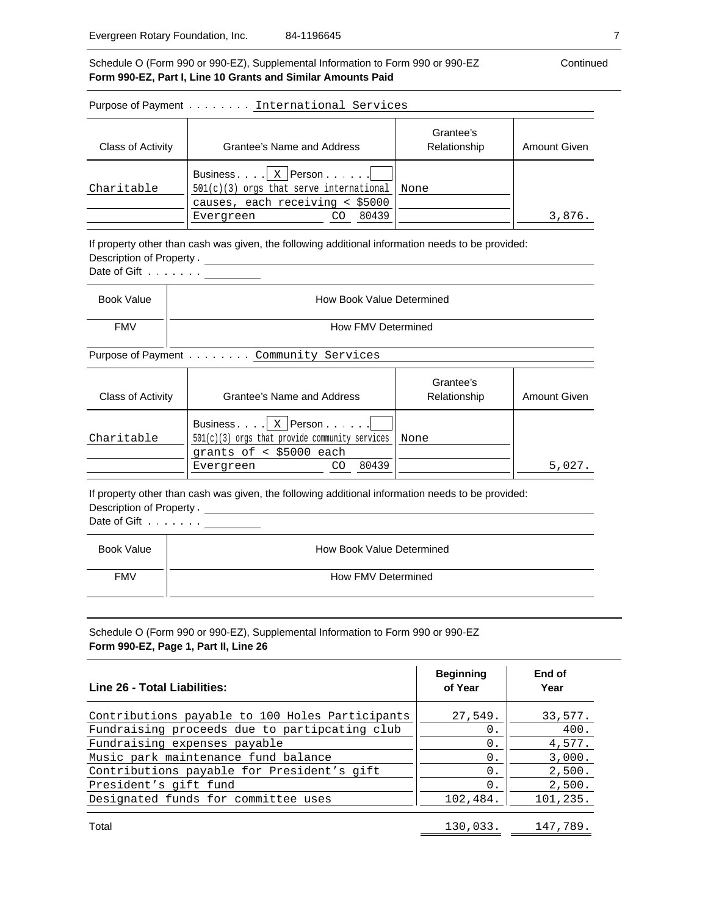Evergreen Rotary Foundation, Inc. 84-1196645

Schedule O (Form 990 or 990-EZ), Supplemental Information to Form 990 or 990-EZ Continued

**Form 990-EZ, Part I, Line 10 Grants and Similar Amounts Paid**

Purpose of Payment . . . . . . . . International Services

| Class of Activity | Grantee's Name and Address | Grantee's Relationship | Amount Given |
|---|---|---|---|
| Charitable | Business . . . . [X] Person . . . . . [ ]<br>501(c)(3) orgs that serve international causes, each receiving < $5000<br>Evergreen CO 80439 | None | 3,876. |

If property other than cash was given, the following additional information needs to be provided:

Description of Property .

Date of Gift . . . . . . .

| Book Value | How Book Value Determined |
|---|---|
| FMV | How FMV Determined |

Purpose of Payment . . . . . . . . Community Services

| Class of Activity | Grantee's Name and Address | Grantee's Relationship | Amount Given |
|---|---|---|---|
| Charitable | Business . . . . [X] Person . . . . . [ ]<br>501(c)(3) orgs that provide community services grants of < $5000 each<br>Evergreen CO 80439 | None | 5,027. |

If property other than cash was given, the following additional information needs to be provided:

Description of Property .

Date of Gift . . . . . . .

| Book Value | How Book Value Determined |
|---|---|
| FMV | How FMV Determined |

Schedule O (Form 990 or 990-EZ), Supplemental Information to Form 990 or 990-EZ

**Form 990-EZ, Page 1, Part II, Line 26**

| **Line 26 - Total Liabilities:** | **Beginning of Year** | **End of Year** |
|---|---|---|
| Contributions payable to 100 Holes Participants | 27,549. | 33,577. |
| Fundraising proceeds due to partipcating club | 0. | 400. |
| Fundraising expenses payable | 0. | 4,577. |
| Music park maintenance fund balance | 0. | 3,000. |
| Contributions payable for President's gift | 0. | 2,500. |
| President's gift fund | 0. | 2,500. |
| Designated funds for committee uses | 102,484. | 101,235. |
| Total | 130,033. | 147,789. |